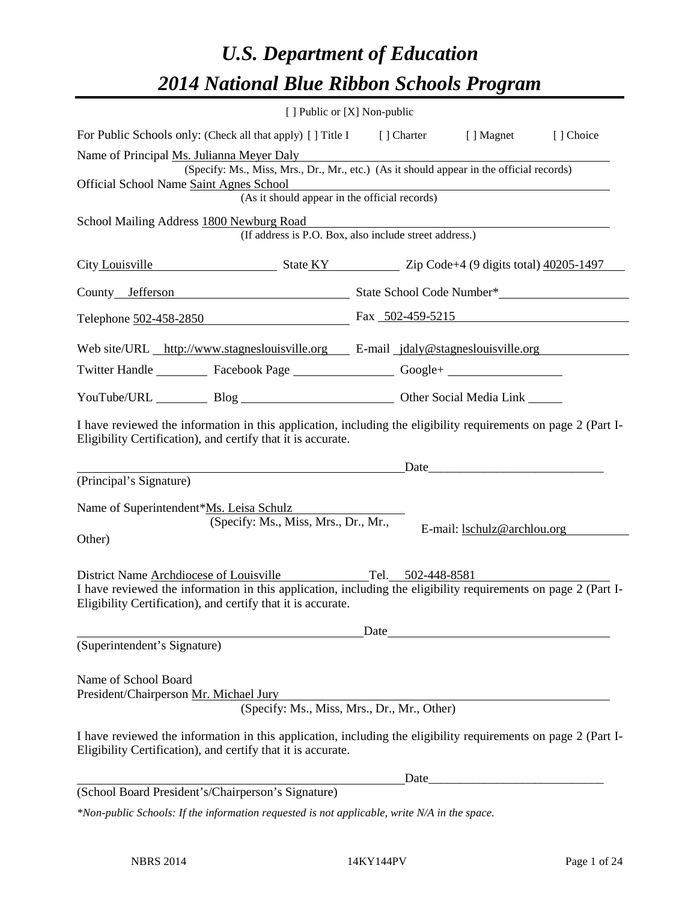# *U.S. Department of Education*

# *2014 National Blue Ribbon Schools Program*

[ ] Public or [X] Non-public

For Public Schools only: (Check all that apply) [ ] Title I [ ] Charter [ ] Magnet [ ] Choice

Name of Principal Ms. Julianna Meyer Daly
(Specify: Ms., Miss, Mrs., Dr., Mr., etc.) (As it should appear in the official records)

Official School Name Saint Agnes School
(As it should appear in the official records)

School Mailing Address 1800 Newburg Road
(If address is P.O. Box, also include street address.)

City Louisville State KY Zip Code+4 (9 digits total) 40205-1497

County Jefferson State School Code Number*

Telephone 502-458-2850 Fax 502-459-5215

Web site/URL http://www.stagneslouisville.org E-mail jdaly@stagneslouisville.org

Twitter Handle Facebook Page Google+

YouTube/URL Blog Other Social Media Link

I have reviewed the information in this application, including the eligibility requirements on page 2 (Part I-Eligibility Certification), and certify that it is accurate.

Date____________________________
(Principal's Signature)

Name of Superintendent*Ms. Leisa Schulz
(Specify: Ms., Miss, Mrs., Dr., Mr., Other)
E-mail: lschulz@archlou.org

District Name Archdiocese of Louisville Tel. 502-448-8581

I have reviewed the information in this application, including the eligibility requirements on page 2 (Part I-Eligibility Certification), and certify that it is accurate.

Date
(Superintendent's Signature)

Name of School Board
President/Chairperson Mr. Michael Jury
(Specify: Ms., Miss, Mrs., Dr., Mr., Other)

I have reviewed the information in this application, including the eligibility requirements on page 2 (Part I-Eligibility Certification), and certify that it is accurate.

Date____________________________
(School Board President's/Chairperson's Signature)

*\*Non-public Schools: If the information requested is not applicable, write N/A in the space.*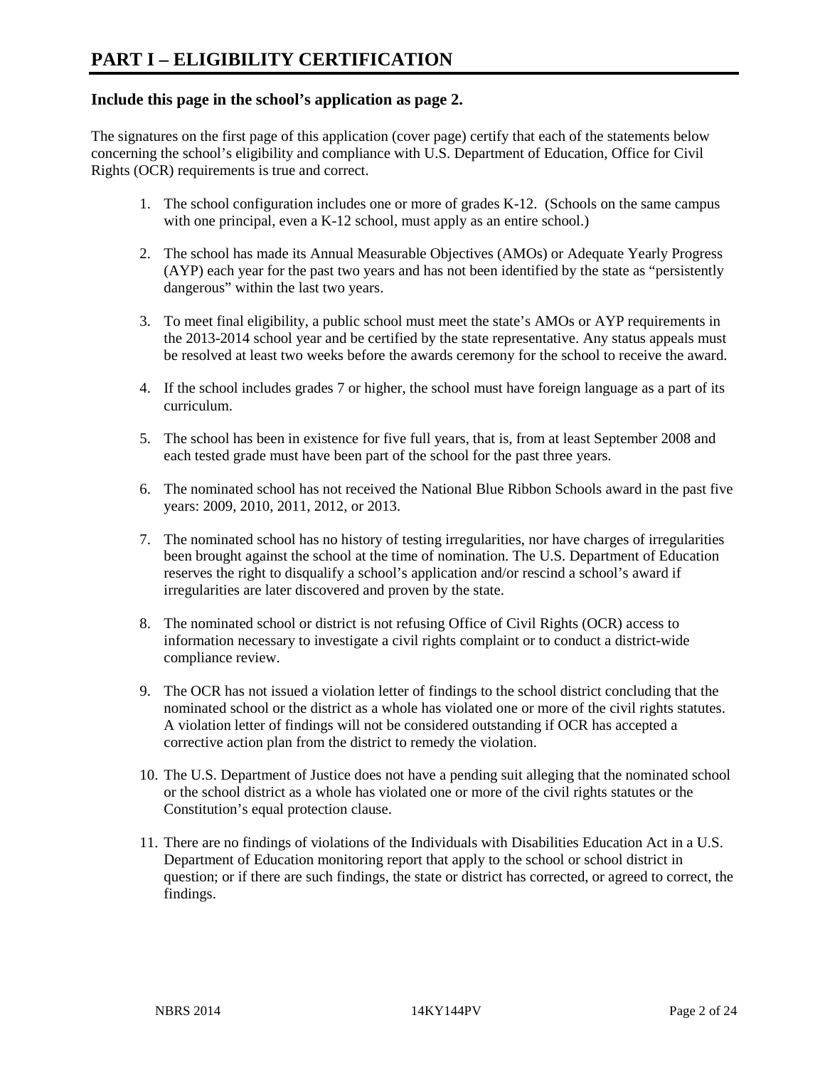# PART I – ELIGIBILITY CERTIFICATION

### Include this page in the school's application as page 2.

The signatures on the first page of this application (cover page) certify that each of the statements below concerning the school's eligibility and compliance with U.S. Department of Education, Office for Civil Rights (OCR) requirements is true and correct.

1. The school configuration includes one or more of grades K-12. (Schools on the same campus with one principal, even a K-12 school, must apply as an entire school.)

2. The school has made its Annual Measurable Objectives (AMOs) or Adequate Yearly Progress (AYP) each year for the past two years and has not been identified by the state as "persistently dangerous" within the last two years.

3. To meet final eligibility, a public school must meet the state's AMOs or AYP requirements in the 2013-2014 school year and be certified by the state representative. Any status appeals must be resolved at least two weeks before the awards ceremony for the school to receive the award.

4. If the school includes grades 7 or higher, the school must have foreign language as a part of its curriculum.

5. The school has been in existence for five full years, that is, from at least September 2008 and each tested grade must have been part of the school for the past three years.

6. The nominated school has not received the National Blue Ribbon Schools award in the past five years: 2009, 2010, 2011, 2012, or 2013.

7. The nominated school has no history of testing irregularities, nor have charges of irregularities been brought against the school at the time of nomination. The U.S. Department of Education reserves the right to disqualify a school's application and/or rescind a school's award if irregularities are later discovered and proven by the state.

8. The nominated school or district is not refusing Office of Civil Rights (OCR) access to information necessary to investigate a civil rights complaint or to conduct a district-wide compliance review.

9. The OCR has not issued a violation letter of findings to the school district concluding that the nominated school or the district as a whole has violated one or more of the civil rights statutes. A violation letter of findings will not be considered outstanding if OCR has accepted a corrective action plan from the district to remedy the violation.

10. The U.S. Department of Justice does not have a pending suit alleging that the nominated school or the school district as a whole has violated one or more of the civil rights statutes or the Constitution's equal protection clause.

11. There are no findings of violations of the Individuals with Disabilities Education Act in a U.S. Department of Education monitoring report that apply to the school or school district in question; or if there are such findings, the state or district has corrected, or agreed to correct, the findings.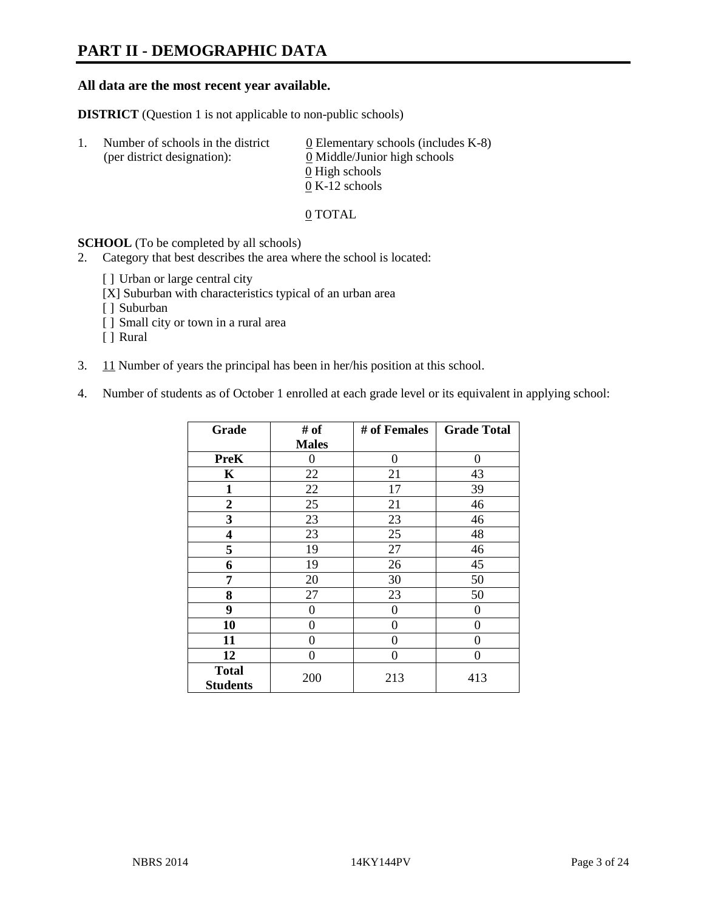# PART II - DEMOGRAPHIC DATA

**All data are the most recent year available.**

**DISTRICT** (Question 1 is not applicable to non-public schools)

1. Number of schools in the district (per district designation):
   - 0 Elementary schools (includes K-8)
   - 0 Middle/Junior high schools
   - 0 High schools
   - 0 K-12 schools

   0 TOTAL

**SCHOOL** (To be completed by all schools)

2. Category that best describes the area where the school is located:

   [ ] Urban or large central city
   [X] Suburban with characteristics typical of an urban area
   [ ] Suburban
   [ ] Small city or town in a rural area
   [ ] Rural

3. 11 Number of years the principal has been in her/his position at this school.

4. Number of students as of October 1 enrolled at each grade level or its equivalent in applying school:

| Grade | # of Males | # of Females | Grade Total |
|---|---|---|---|
| **PreK** | 0 | 0 | 0 |
| **K** | 22 | 21 | 43 |
| **1** | 22 | 17 | 39 |
| **2** | 25 | 21 | 46 |
| **3** | 23 | 23 | 46 |
| **4** | 23 | 25 | 48 |
| **5** | 19 | 27 | 46 |
| **6** | 19 | 26 | 45 |
| **7** | 20 | 30 | 50 |
| **8** | 27 | 23 | 50 |
| **9** | 0 | 0 | 0 |
| **10** | 0 | 0 | 0 |
| **11** | 0 | 0 | 0 |
| **12** | 0 | 0 | 0 |
| **Total Students** | 200 | 213 | 413 |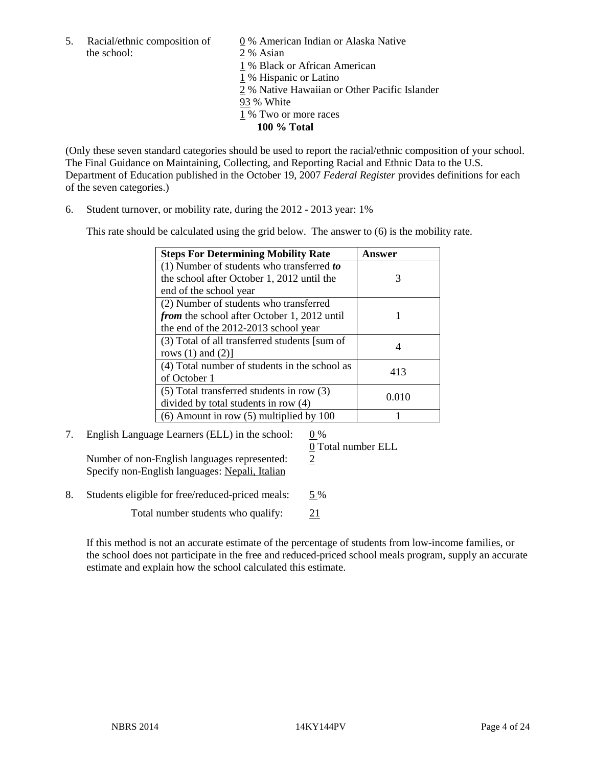5. Racial/ethnic composition of the school:

0 % American Indian or Alaska Native
2 % Asian
1 % Black or African American
1 % Hispanic or Latino
2 % Native Hawaiian or Other Pacific Islander
93 % White
1 % Two or more races
**100 % Total**

(Only these seven standard categories should be used to report the racial/ethnic composition of your school. The Final Guidance on Maintaining, Collecting, and Reporting Racial and Ethnic Data to the U.S. Department of Education published in the October 19, 2007 *Federal Register* provides definitions for each of the seven categories.)

6. Student turnover, or mobility rate, during the 2012 - 2013 year: 1%

This rate should be calculated using the grid below. The answer to (6) is the mobility rate.

| **Steps For Determining Mobility Rate** | **Answer** |
|---|---|
| (1) Number of students who transferred ***to*** the school after October 1, 2012 until the end of the school year | 3 |
| (2) Number of students who transferred ***from*** the school after October 1, 2012 until the end of the 2012-2013 school year | 1 |
| (3) Total of all transferred students [sum of rows (1) and (2)] | 4 |
| (4) Total number of students in the school as of October 1 | 413 |
| (5) Total transferred students in row (3) divided by total students in row (4) | 0.010 |
| (6) Amount in row (5) multiplied by 100 | 1 |

7. English Language Learners (ELL) in the school: 0 %

0 Total number ELL

Number of non-English languages represented: 2

Specify non-English languages: Nepali, Italian

8. Students eligible for free/reduced-priced meals: 5 %

Total number students who qualify: 21

If this method is not an accurate estimate of the percentage of students from low-income families, or the school does not participate in the free and reduced-priced school meals program, supply an accurate estimate and explain how the school calculated this estimate.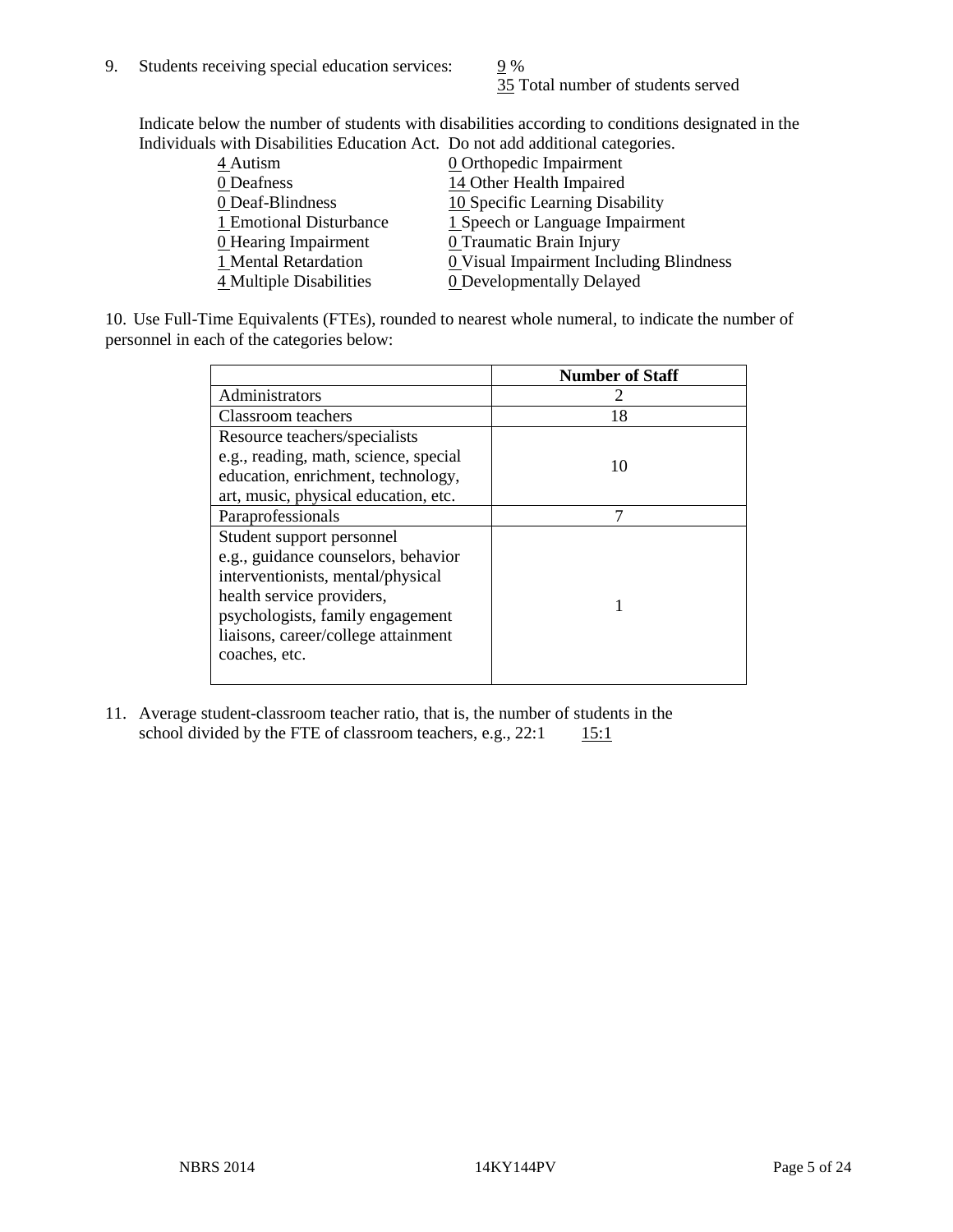9. Students receiving special education services: 9 %
   35 Total number of students served

Indicate below the number of students with disabilities according to conditions designated in the Individuals with Disabilities Education Act. Do not add additional categories.

| | |
|---|---|
| 4 Autism | 0 Orthopedic Impairment |
| 0 Deafness | 14 Other Health Impaired |
| 0 Deaf-Blindness | 10 Specific Learning Disability |
| 1 Emotional Disturbance | 1 Speech or Language Impairment |
| 0 Hearing Impairment | 0 Traumatic Brain Injury |
| 1 Mental Retardation | 0 Visual Impairment Including Blindness |
| 4 Multiple Disabilities | 0 Developmentally Delayed |

10. Use Full-Time Equivalents (FTEs), rounded to nearest whole numeral, to indicate the number of personnel in each of the categories below:

| | Number of Staff |
|---|---|
| Administrators | 2 |
| Classroom teachers | 18 |
| Resource teachers/specialists e.g., reading, math, science, special education, enrichment, technology, art, music, physical education, etc. | 10 |
| Paraprofessionals | 7 |
| Student support personnel e.g., guidance counselors, behavior interventionists, mental/physical health service providers, psychologists, family engagement liaisons, career/college attainment coaches, etc. | 1 |

11. Average student-classroom teacher ratio, that is, the number of students in the school divided by the FTE of classroom teachers, e.g., 22:1 15:1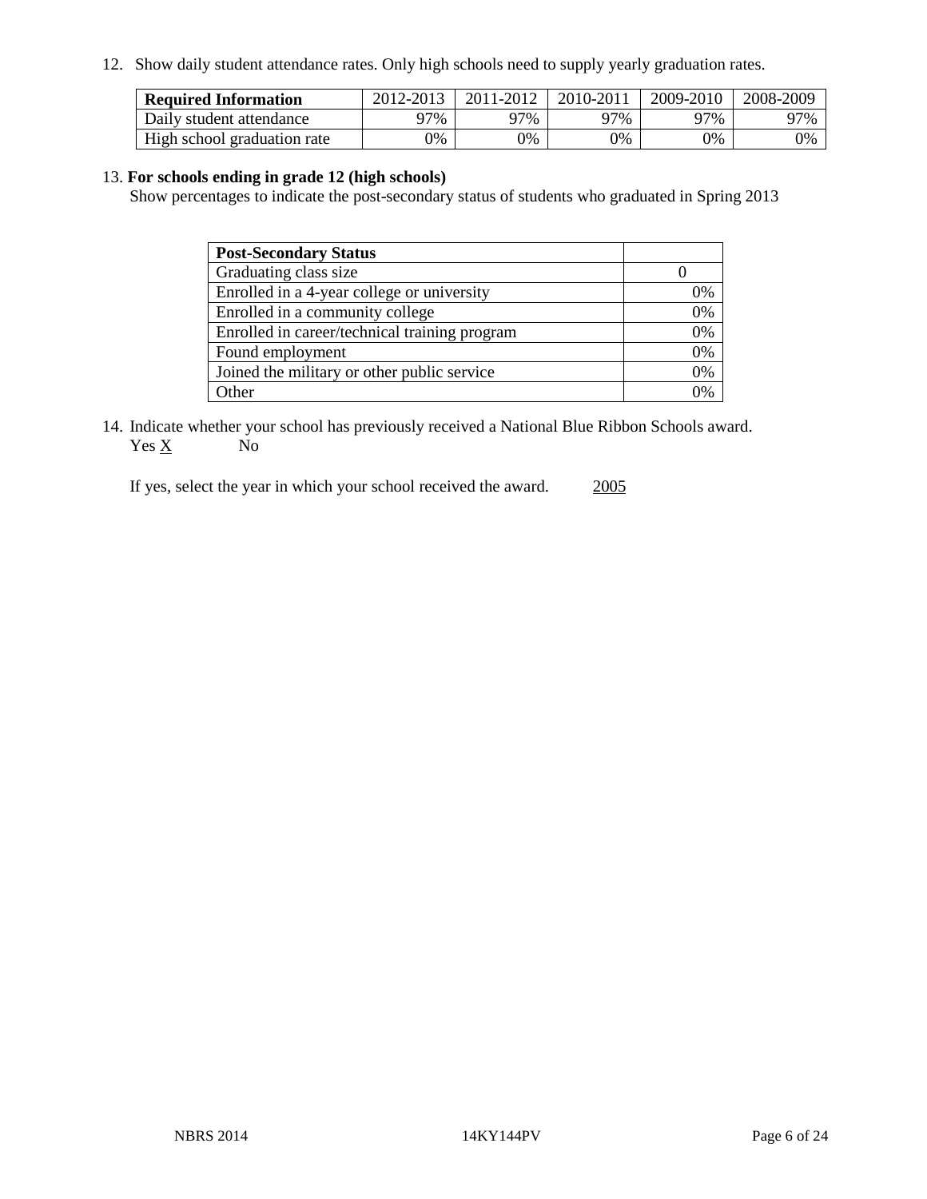12. Show daily student attendance rates. Only high schools need to supply yearly graduation rates.

| Required Information | 2012-2013 | 2011-2012 | 2010-2011 | 2009-2010 | 2008-2009 |
|---|---|---|---|---|---|
| Daily student attendance | 97% | 97% | 97% | 97% | 97% |
| High school graduation rate | 0% | 0% | 0% | 0% | 0% |

13. **For schools ending in grade 12 (high schools)**
Show percentages to indicate the post-secondary status of students who graduated in Spring 2013

| Post-Secondary Status | |
|---|---|
| Graduating class size | 0 |
| Enrolled in a 4-year college or university | 0% |
| Enrolled in a community college | 0% |
| Enrolled in career/technical training program | 0% |
| Found employment | 0% |
| Joined the military or other public service | 0% |
| Other | 0% |

14. Indicate whether your school has previously received a National Blue Ribbon Schools award.
Yes X No

If yes, select the year in which your school received the award. 2005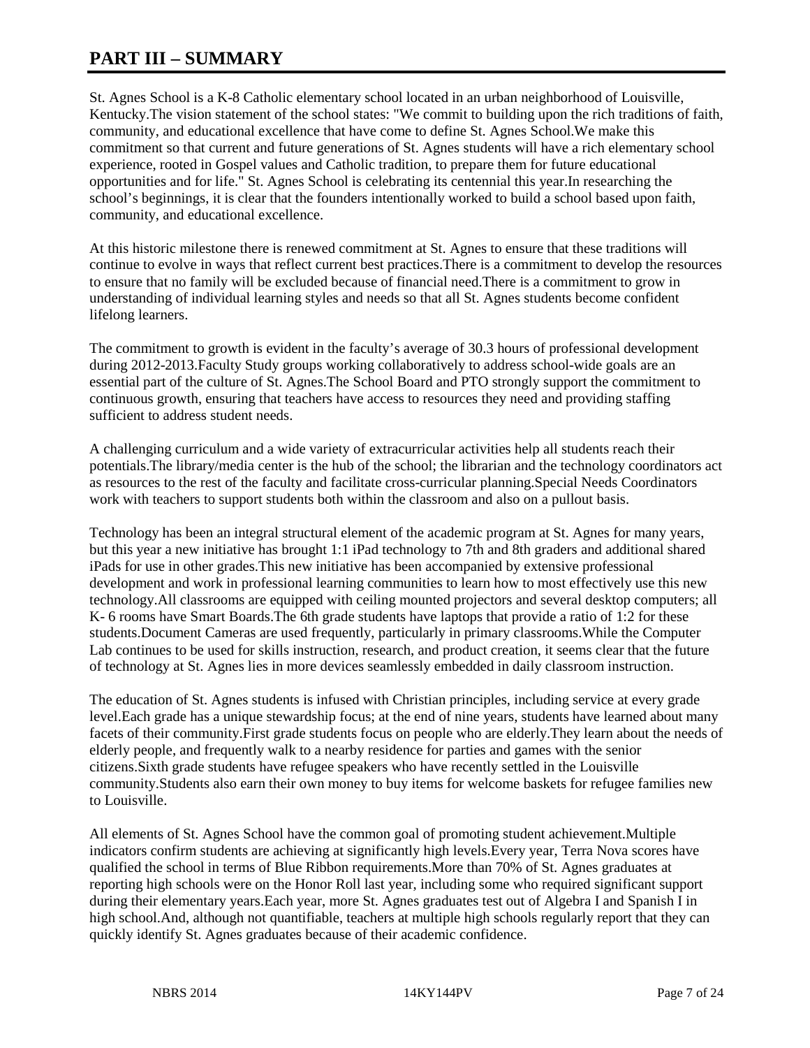# PART III – SUMMARY

St. Agnes School is a K-8 Catholic elementary school located in an urban neighborhood of Louisville, Kentucky.The vision statement of the school states: "We commit to building upon the rich traditions of faith, community, and educational excellence that have come to define St. Agnes School.We make this commitment so that current and future generations of St. Agnes students will have a rich elementary school experience, rooted in Gospel values and Catholic tradition, to prepare them for future educational opportunities and for life." St. Agnes School is celebrating its centennial this year.In researching the school's beginnings, it is clear that the founders intentionally worked to build a school based upon faith, community, and educational excellence.

At this historic milestone there is renewed commitment at St. Agnes to ensure that these traditions will continue to evolve in ways that reflect current best practices.There is a commitment to develop the resources to ensure that no family will be excluded because of financial need.There is a commitment to grow in understanding of individual learning styles and needs so that all St. Agnes students become confident lifelong learners.

The commitment to growth is evident in the faculty's average of 30.3 hours of professional development during 2012-2013.Faculty Study groups working collaboratively to address school-wide goals are an essential part of the culture of St. Agnes.The School Board and PTO strongly support the commitment to continuous growth, ensuring that teachers have access to resources they need and providing staffing sufficient to address student needs.

A challenging curriculum and a wide variety of extracurricular activities help all students reach their potentials.The library/media center is the hub of the school; the librarian and the technology coordinators act as resources to the rest of the faculty and facilitate cross-curricular planning.Special Needs Coordinators work with teachers to support students both within the classroom and also on a pullout basis.

Technology has been an integral structural element of the academic program at St. Agnes for many years, but this year a new initiative has brought 1:1 iPad technology to 7th and 8th graders and additional shared iPads for use in other grades.This new initiative has been accompanied by extensive professional development and work in professional learning communities to learn how to most effectively use this new technology.All classrooms are equipped with ceiling mounted projectors and several desktop computers; all K- 6 rooms have Smart Boards.The 6th grade students have laptops that provide a ratio of 1:2 for these students.Document Cameras are used frequently, particularly in primary classrooms.While the Computer Lab continues to be used for skills instruction, research, and product creation, it seems clear that the future of technology at St. Agnes lies in more devices seamlessly embedded in daily classroom instruction.

The education of St. Agnes students is infused with Christian principles, including service at every grade level.Each grade has a unique stewardship focus; at the end of nine years, students have learned about many facets of their community.First grade students focus on people who are elderly.They learn about the needs of elderly people, and frequently walk to a nearby residence for parties and games with the senior citizens.Sixth grade students have refugee speakers who have recently settled in the Louisville community.Students also earn their own money to buy items for welcome baskets for refugee families new to Louisville.

All elements of St. Agnes School have the common goal of promoting student achievement.Multiple indicators confirm students are achieving at significantly high levels.Every year, Terra Nova scores have qualified the school in terms of Blue Ribbon requirements.More than 70% of St. Agnes graduates at reporting high schools were on the Honor Roll last year, including some who required significant support during their elementary years.Each year, more St. Agnes graduates test out of Algebra I and Spanish I in high school.And, although not quantifiable, teachers at multiple high schools regularly report that they can quickly identify St. Agnes graduates because of their academic confidence.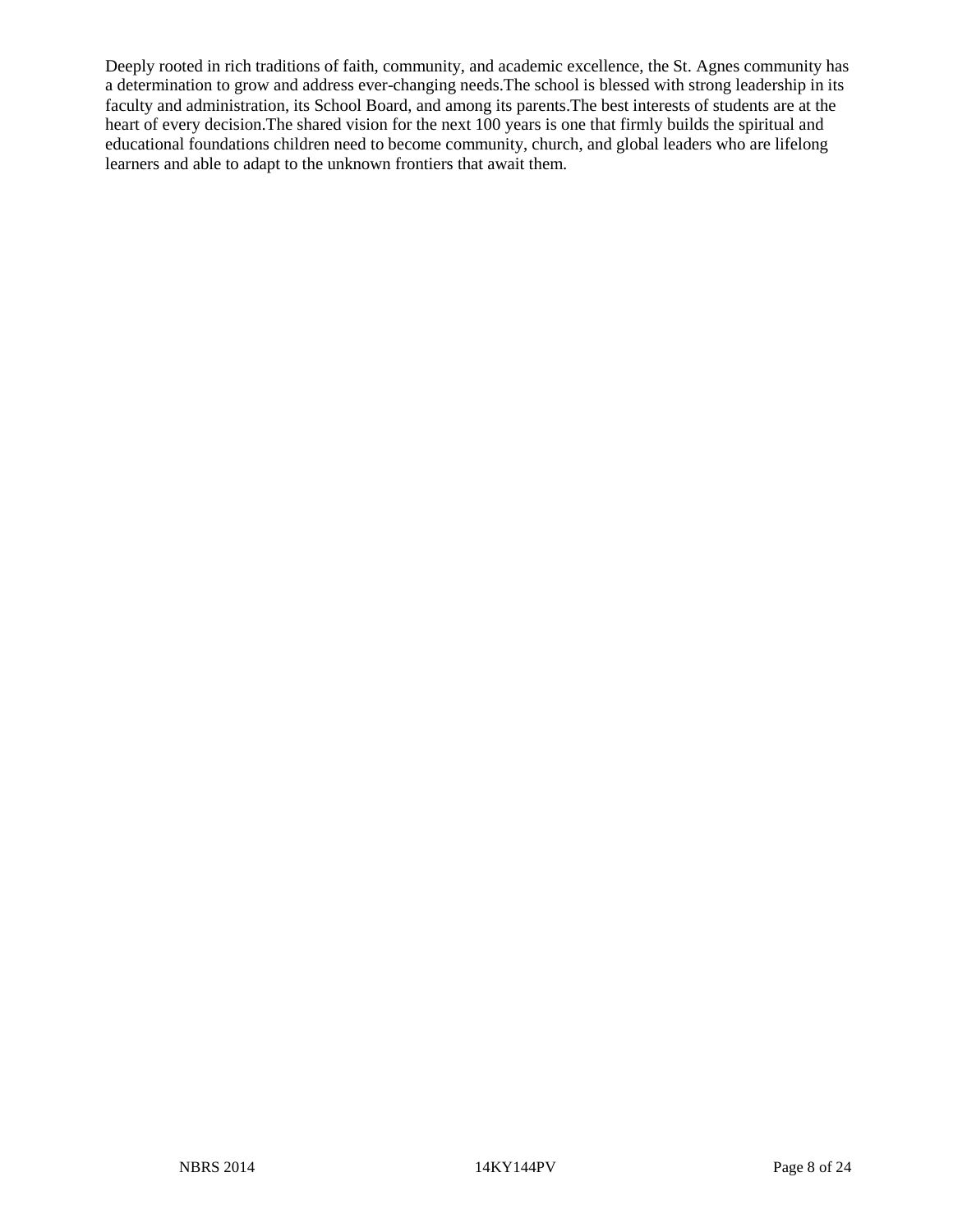Deeply rooted in rich traditions of faith, community, and academic excellence, the St. Agnes community has a determination to grow and address ever-changing needs.The school is blessed with strong leadership in its faculty and administration, its School Board, and among its parents.The best interests of students are at the heart of every decision.The shared vision for the next 100 years is one that firmly builds the spiritual and educational foundations children need to become community, church, and global leaders who are lifelong learners and able to adapt to the unknown frontiers that await them.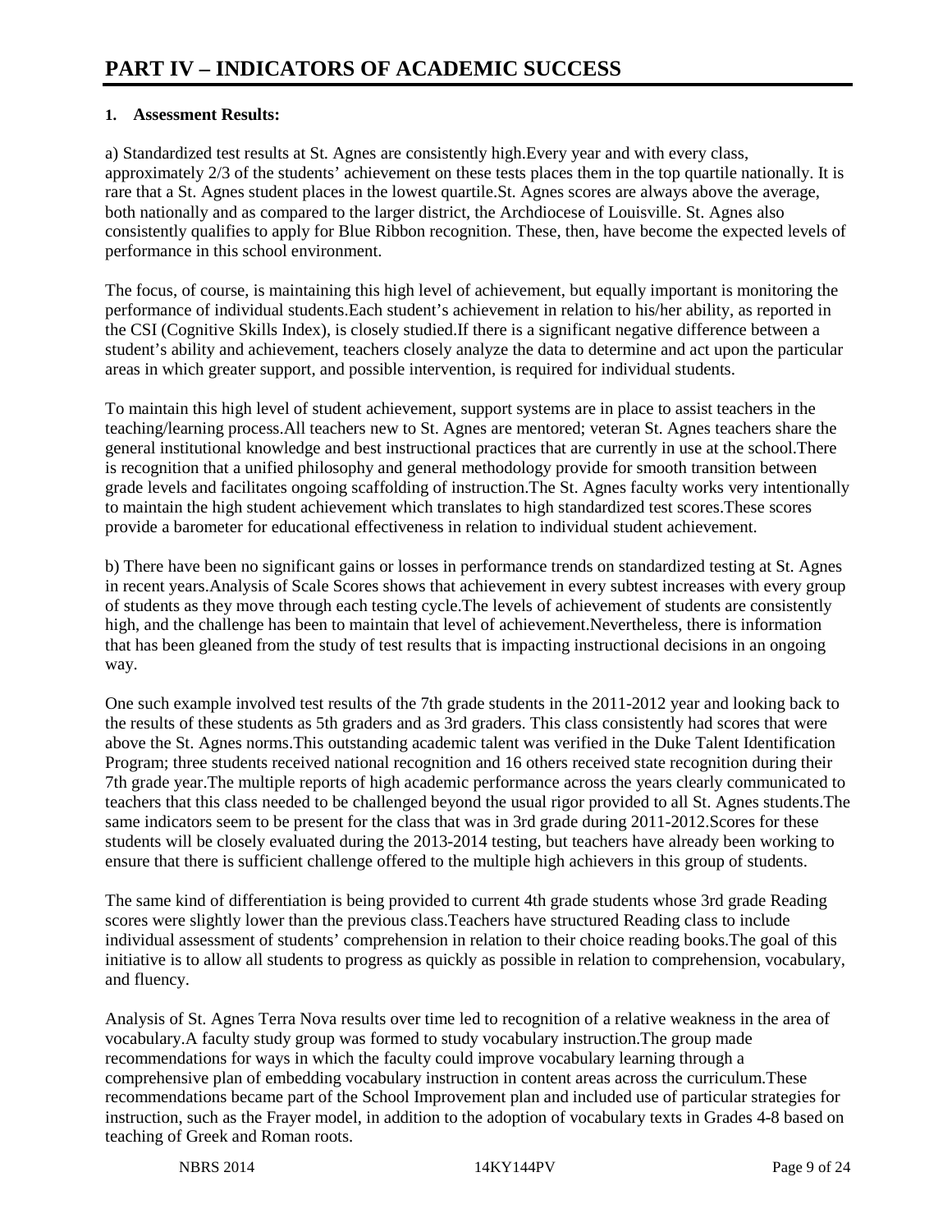# PART IV – INDICATORS OF ACADEMIC SUCCESS

**1. Assessment Results:**

a) Standardized test results at St. Agnes are consistently high.Every year and with every class, approximately 2/3 of the students' achievement on these tests places them in the top quartile nationally. It is rare that a St. Agnes student places in the lowest quartile.St. Agnes scores are always above the average, both nationally and as compared to the larger district, the Archdiocese of Louisville. St. Agnes also consistently qualifies to apply for Blue Ribbon recognition. These, then, have become the expected levels of performance in this school environment.

The focus, of course, is maintaining this high level of achievement, but equally important is monitoring the performance of individual students.Each student's achievement in relation to his/her ability, as reported in the CSI (Cognitive Skills Index), is closely studied.If there is a significant negative difference between a student's ability and achievement, teachers closely analyze the data to determine and act upon the particular areas in which greater support, and possible intervention, is required for individual students.

To maintain this high level of student achievement, support systems are in place to assist teachers in the teaching/learning process.All teachers new to St. Agnes are mentored; veteran St. Agnes teachers share the general institutional knowledge and best instructional practices that are currently in use at the school.There is recognition that a unified philosophy and general methodology provide for smooth transition between grade levels and facilitates ongoing scaffolding of instruction.The St. Agnes faculty works very intentionally to maintain the high student achievement which translates to high standardized test scores.These scores provide a barometer for educational effectiveness in relation to individual student achievement.

b) There have been no significant gains or losses in performance trends on standardized testing at St. Agnes in recent years.Analysis of Scale Scores shows that achievement in every subtest increases with every group of students as they move through each testing cycle.The levels of achievement of students are consistently high, and the challenge has been to maintain that level of achievement.Nevertheless, there is information that has been gleaned from the study of test results that is impacting instructional decisions in an ongoing way.

One such example involved test results of the 7th grade students in the 2011-2012 year and looking back to the results of these students as 5th graders and as 3rd graders. This class consistently had scores that were above the St. Agnes norms.This outstanding academic talent was verified in the Duke Talent Identification Program; three students received national recognition and 16 others received state recognition during their 7th grade year.The multiple reports of high academic performance across the years clearly communicated to teachers that this class needed to be challenged beyond the usual rigor provided to all St. Agnes students.The same indicators seem to be present for the class that was in 3rd grade during 2011-2012.Scores for these students will be closely evaluated during the 2013-2014 testing, but teachers have already been working to ensure that there is sufficient challenge offered to the multiple high achievers in this group of students.

The same kind of differentiation is being provided to current 4th grade students whose 3rd grade Reading scores were slightly lower than the previous class.Teachers have structured Reading class to include individual assessment of students' comprehension in relation to their choice reading books.The goal of this initiative is to allow all students to progress as quickly as possible in relation to comprehension, vocabulary, and fluency.

Analysis of St. Agnes Terra Nova results over time led to recognition of a relative weakness in the area of vocabulary.A faculty study group was formed to study vocabulary instruction.The group made recommendations for ways in which the faculty could improve vocabulary learning through a comprehensive plan of embedding vocabulary instruction in content areas across the curriculum.These recommendations became part of the School Improvement plan and included use of particular strategies for instruction, such as the Frayer model, in addition to the adoption of vocabulary texts in Grades 4-8 based on teaching of Greek and Roman roots.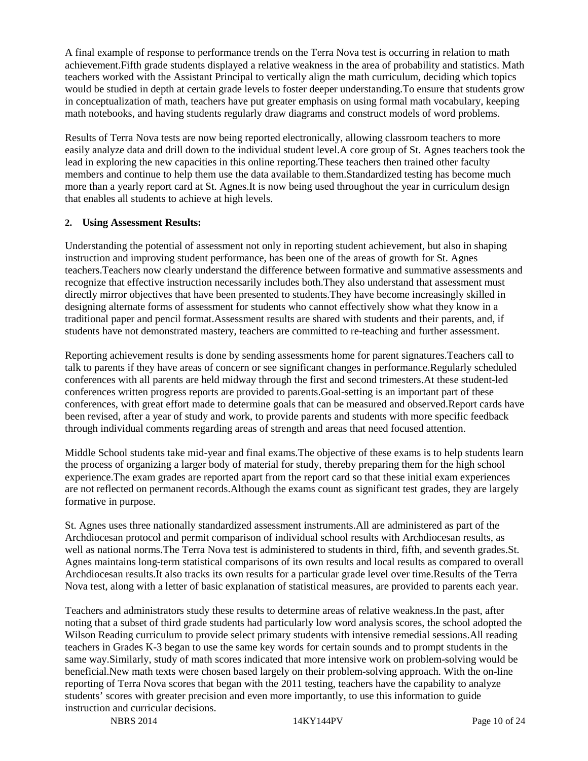A final example of response to performance trends on the Terra Nova test is occurring in relation to math achievement.Fifth grade students displayed a relative weakness in the area of probability and statistics. Math teachers worked with the Assistant Principal to vertically align the math curriculum, deciding which topics would be studied in depth at certain grade levels to foster deeper understanding.To ensure that students grow in conceptualization of math, teachers have put greater emphasis on using formal math vocabulary, keeping math notebooks, and having students regularly draw diagrams and construct models of word problems.

Results of Terra Nova tests are now being reported electronically, allowing classroom teachers to more easily analyze data and drill down to the individual student level.A core group of St. Agnes teachers took the lead in exploring the new capacities in this online reporting.These teachers then trained other faculty members and continue to help them use the data available to them.Standardized testing has become much more than a yearly report card at St. Agnes.It is now being used throughout the year in curriculum design that enables all students to achieve at high levels.

**2. Using Assessment Results:**

Understanding the potential of assessment not only in reporting student achievement, but also in shaping instruction and improving student performance, has been one of the areas of growth for St. Agnes teachers.Teachers now clearly understand the difference between formative and summative assessments and recognize that effective instruction necessarily includes both.They also understand that assessment must directly mirror objectives that have been presented to students.They have become increasingly skilled in designing alternate forms of assessment for students who cannot effectively show what they know in a traditional paper and pencil format.Assessment results are shared with students and their parents, and, if students have not demonstrated mastery, teachers are committed to re-teaching and further assessment.

Reporting achievement results is done by sending assessments home for parent signatures.Teachers call to talk to parents if they have areas of concern or see significant changes in performance.Regularly scheduled conferences with all parents are held midway through the first and second trimesters.At these student-led conferences written progress reports are provided to parents.Goal-setting is an important part of these conferences, with great effort made to determine goals that can be measured and observed.Report cards have been revised, after a year of study and work, to provide parents and students with more specific feedback through individual comments regarding areas of strength and areas that need focused attention.

Middle School students take mid-year and final exams.The objective of these exams is to help students learn the process of organizing a larger body of material for study, thereby preparing them for the high school experience.The exam grades are reported apart from the report card so that these initial exam experiences are not reflected on permanent records.Although the exams count as significant test grades, they are largely formative in purpose.

St. Agnes uses three nationally standardized assessment instruments.All are administered as part of the Archdiocesan protocol and permit comparison of individual school results with Archdiocesan results, as well as national norms.The Terra Nova test is administered to students in third, fifth, and seventh grades.St. Agnes maintains long-term statistical comparisons of its own results and local results as compared to overall Archdiocesan results.It also tracks its own results for a particular grade level over time.Results of the Terra Nova test, along with a letter of basic explanation of statistical measures, are provided to parents each year.

Teachers and administrators study these results to determine areas of relative weakness.In the past, after noting that a subset of third grade students had particularly low word analysis scores, the school adopted the Wilson Reading curriculum to provide select primary students with intensive remedial sessions.All reading teachers in Grades K-3 began to use the same key words for certain sounds and to prompt students in the same way.Similarly, study of math scores indicated that more intensive work on problem-solving would be beneficial.New math texts were chosen based largely on their problem-solving approach. With the on-line reporting of Terra Nova scores that began with the 2011 testing, teachers have the capability to analyze students' scores with greater precision and even more importantly, to use this information to guide instruction and curricular decisions.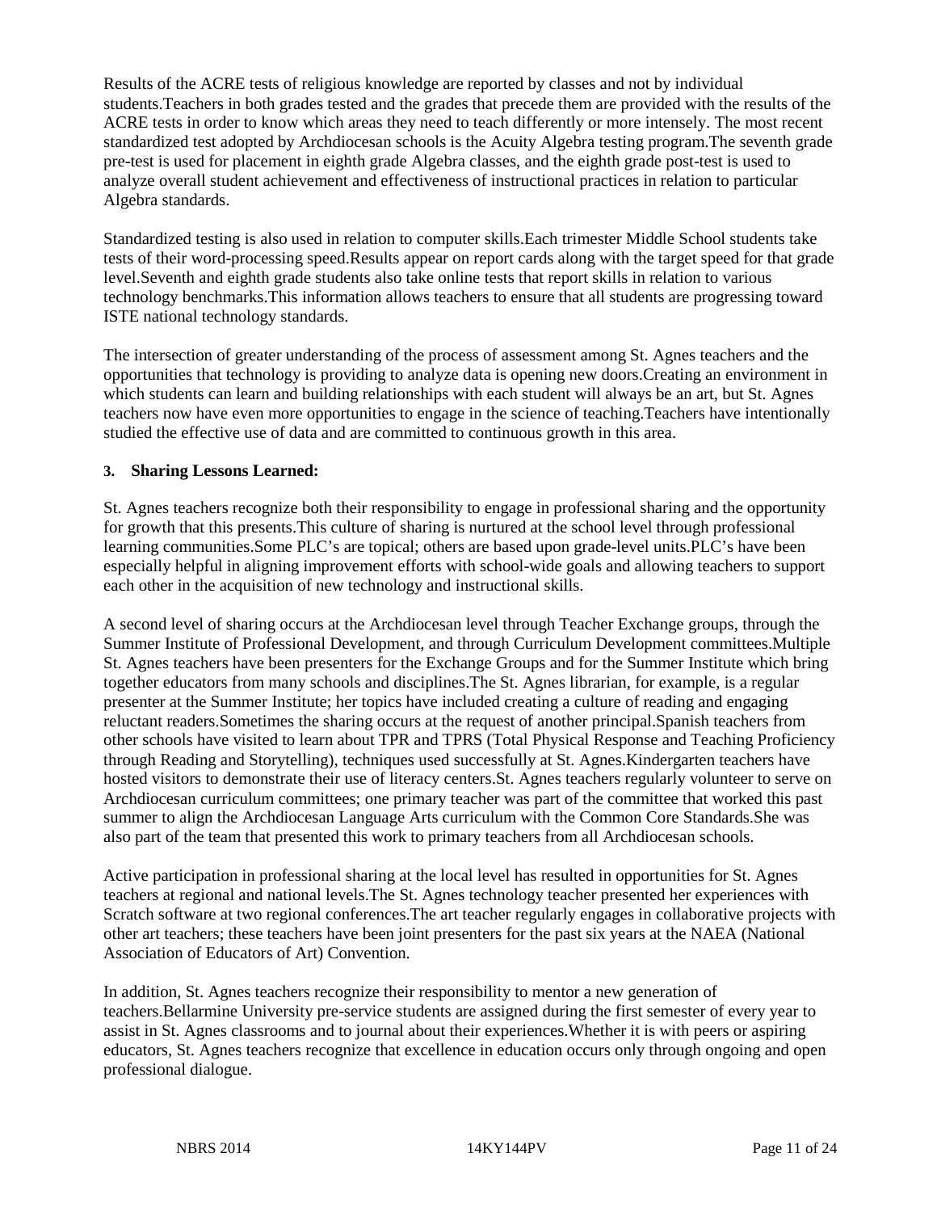Results of the ACRE tests of religious knowledge are reported by classes and not by individual students.Teachers in both grades tested and the grades that precede them are provided with the results of the ACRE tests in order to know which areas they need to teach differently or more intensely. The most recent standardized test adopted by Archdiocesan schools is the Acuity Algebra testing program.The seventh grade pre-test is used for placement in eighth grade Algebra classes, and the eighth grade post-test is used to analyze overall student achievement and effectiveness of instructional practices in relation to particular Algebra standards.

Standardized testing is also used in relation to computer skills.Each trimester Middle School students take tests of their word-processing speed.Results appear on report cards along with the target speed for that grade level.Seventh and eighth grade students also take online tests that report skills in relation to various technology benchmarks.This information allows teachers to ensure that all students are progressing toward ISTE national technology standards.

The intersection of greater understanding of the process of assessment among St. Agnes teachers and the opportunities that technology is providing to analyze data is opening new doors.Creating an environment in which students can learn and building relationships with each student will always be an art, but St. Agnes teachers now have even more opportunities to engage in the science of teaching.Teachers have intentionally studied the effective use of data and are committed to continuous growth in this area.

**3. Sharing Lessons Learned:**

St. Agnes teachers recognize both their responsibility to engage in professional sharing and the opportunity for growth that this presents.This culture of sharing is nurtured at the school level through professional learning communities.Some PLC's are topical; others are based upon grade-level units.PLC's have been especially helpful in aligning improvement efforts with school-wide goals and allowing teachers to support each other in the acquisition of new technology and instructional skills.

A second level of sharing occurs at the Archdiocesan level through Teacher Exchange groups, through the Summer Institute of Professional Development, and through Curriculum Development committees.Multiple St. Agnes teachers have been presenters for the Exchange Groups and for the Summer Institute which bring together educators from many schools and disciplines.The St. Agnes librarian, for example, is a regular presenter at the Summer Institute; her topics have included creating a culture of reading and engaging reluctant readers.Sometimes the sharing occurs at the request of another principal.Spanish teachers from other schools have visited to learn about TPR and TPRS (Total Physical Response and Teaching Proficiency through Reading and Storytelling), techniques used successfully at St. Agnes.Kindergarten teachers have hosted visitors to demonstrate their use of literacy centers.St. Agnes teachers regularly volunteer to serve on Archdiocesan curriculum committees; one primary teacher was part of the committee that worked this past summer to align the Archdiocesan Language Arts curriculum with the Common Core Standards.She was also part of the team that presented this work to primary teachers from all Archdiocesan schools.

Active participation in professional sharing at the local level has resulted in opportunities for St. Agnes teachers at regional and national levels.The St. Agnes technology teacher presented her experiences with Scratch software at two regional conferences.The art teacher regularly engages in collaborative projects with other art teachers; these teachers have been joint presenters for the past six years at the NAEA (National Association of Educators of Art) Convention.

In addition, St. Agnes teachers recognize their responsibility to mentor a new generation of teachers.Bellarmine University pre-service students are assigned during the first semester of every year to assist in St. Agnes classrooms and to journal about their experiences.Whether it is with peers or aspiring educators, St. Agnes teachers recognize that excellence in education occurs only through ongoing and open professional dialogue.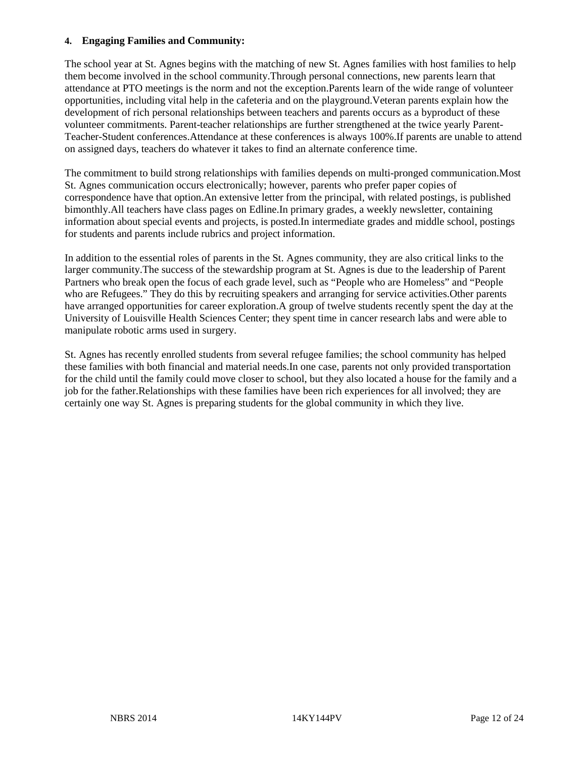#### 4. Engaging Families and Community:

The school year at St. Agnes begins with the matching of new St. Agnes families with host families to help them become involved in the school community.Through personal connections, new parents learn that attendance at PTO meetings is the norm and not the exception.Parents learn of the wide range of volunteer opportunities, including vital help in the cafeteria and on the playground.Veteran parents explain how the development of rich personal relationships between teachers and parents occurs as a byproduct of these volunteer commitments. Parent-teacher relationships are further strengthened at the twice yearly Parent-Teacher-Student conferences.Attendance at these conferences is always 100%.If parents are unable to attend on assigned days, teachers do whatever it takes to find an alternate conference time.

The commitment to build strong relationships with families depends on multi-pronged communication.Most St. Agnes communication occurs electronically; however, parents who prefer paper copies of correspondence have that option.An extensive letter from the principal, with related postings, is published bimonthly.All teachers have class pages on Edline.In primary grades, a weekly newsletter, containing information about special events and projects, is posted.In intermediate grades and middle school, postings for students and parents include rubrics and project information.

In addition to the essential roles of parents in the St. Agnes community, they are also critical links to the larger community.The success of the stewardship program at St. Agnes is due to the leadership of Parent Partners who break open the focus of each grade level, such as “People who are Homeless” and “People who are Refugees.” They do this by recruiting speakers and arranging for service activities.Other parents have arranged opportunities for career exploration.A group of twelve students recently spent the day at the University of Louisville Health Sciences Center; they spent time in cancer research labs and were able to manipulate robotic arms used in surgery.

St. Agnes has recently enrolled students from several refugee families; the school community has helped these families with both financial and material needs.In one case, parents not only provided transportation for the child until the family could move closer to school, but they also located a house for the family and a job for the father.Relationships with these families have been rich experiences for all involved; they are certainly one way St. Agnes is preparing students for the global community in which they live.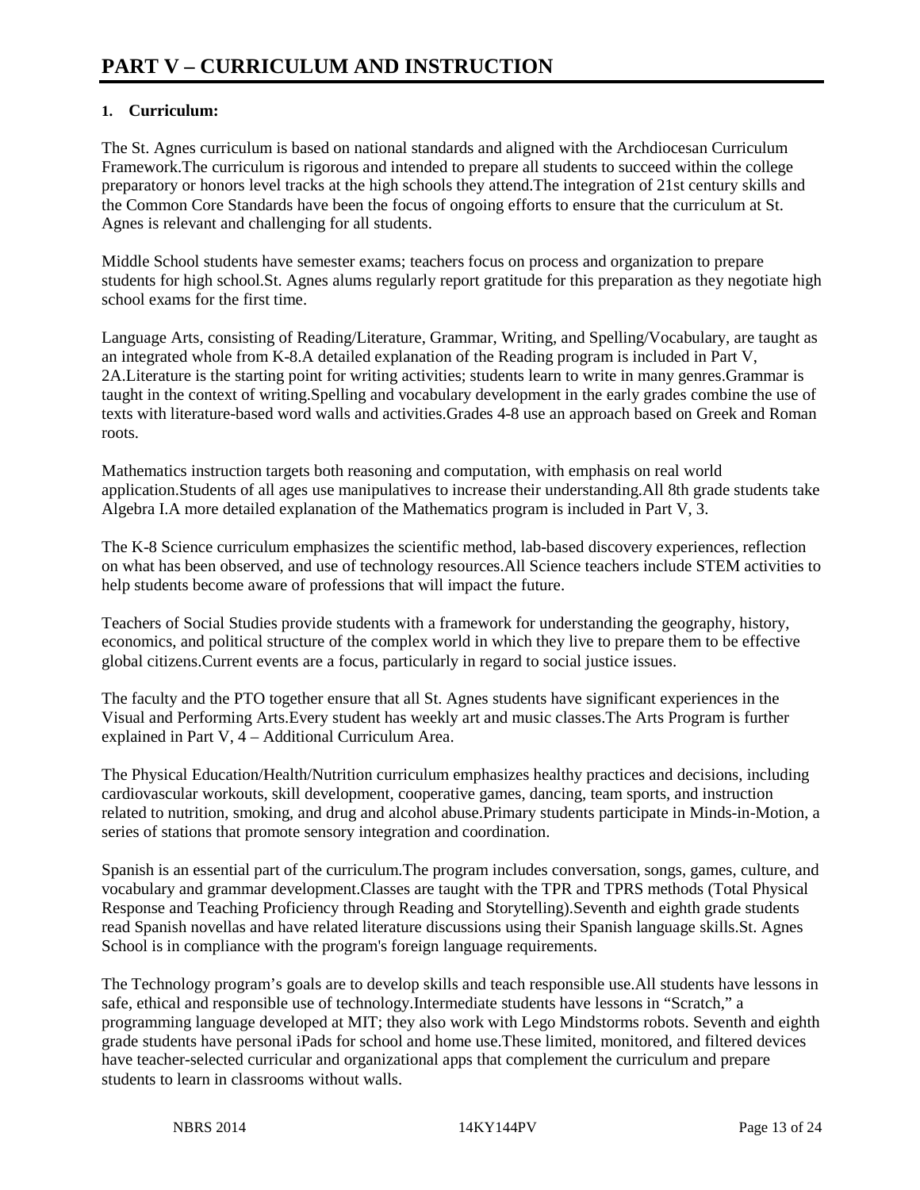# PART V – CURRICULUM AND INSTRUCTION

## 1. Curriculum:

The St. Agnes curriculum is based on national standards and aligned with the Archdiocesan Curriculum Framework.The curriculum is rigorous and intended to prepare all students to succeed within the college preparatory or honors level tracks at the high schools they attend.The integration of 21st century skills and the Common Core Standards have been the focus of ongoing efforts to ensure that the curriculum at St. Agnes is relevant and challenging for all students.

Middle School students have semester exams; teachers focus on process and organization to prepare students for high school.St. Agnes alums regularly report gratitude for this preparation as they negotiate high school exams for the first time.

Language Arts, consisting of Reading/Literature, Grammar, Writing, and Spelling/Vocabulary, are taught as an integrated whole from K-8.A detailed explanation of the Reading program is included in Part V, 2A.Literature is the starting point for writing activities; students learn to write in many genres.Grammar is taught in the context of writing.Spelling and vocabulary development in the early grades combine the use of texts with literature-based word walls and activities.Grades 4-8 use an approach based on Greek and Roman roots.

Mathematics instruction targets both reasoning and computation, with emphasis on real world application.Students of all ages use manipulatives to increase their understanding.All 8th grade students take Algebra I.A more detailed explanation of the Mathematics program is included in Part V, 3.

The K-8 Science curriculum emphasizes the scientific method, lab-based discovery experiences, reflection on what has been observed, and use of technology resources.All Science teachers include STEM activities to help students become aware of professions that will impact the future.

Teachers of Social Studies provide students with a framework for understanding the geography, history, economics, and political structure of the complex world in which they live to prepare them to be effective global citizens.Current events are a focus, particularly in regard to social justice issues.

The faculty and the PTO together ensure that all St. Agnes students have significant experiences in the Visual and Performing Arts.Every student has weekly art and music classes.The Arts Program is further explained in Part V, 4 – Additional Curriculum Area.

The Physical Education/Health/Nutrition curriculum emphasizes healthy practices and decisions, including cardiovascular workouts, skill development, cooperative games, dancing, team sports, and instruction related to nutrition, smoking, and drug and alcohol abuse.Primary students participate in Minds-in-Motion, a series of stations that promote sensory integration and coordination.

Spanish is an essential part of the curriculum.The program includes conversation, songs, games, culture, and vocabulary and grammar development.Classes are taught with the TPR and TPRS methods (Total Physical Response and Teaching Proficiency through Reading and Storytelling).Seventh and eighth grade students read Spanish novellas and have related literature discussions using their Spanish language skills.St. Agnes School is in compliance with the program's foreign language requirements.

The Technology program's goals are to develop skills and teach responsible use.All students have lessons in safe, ethical and responsible use of technology.Intermediate students have lessons in "Scratch," a programming language developed at MIT; they also work with Lego Mindstorms robots. Seventh and eighth grade students have personal iPads for school and home use.These limited, monitored, and filtered devices have teacher-selected curricular and organizational apps that complement the curriculum and prepare students to learn in classrooms without walls.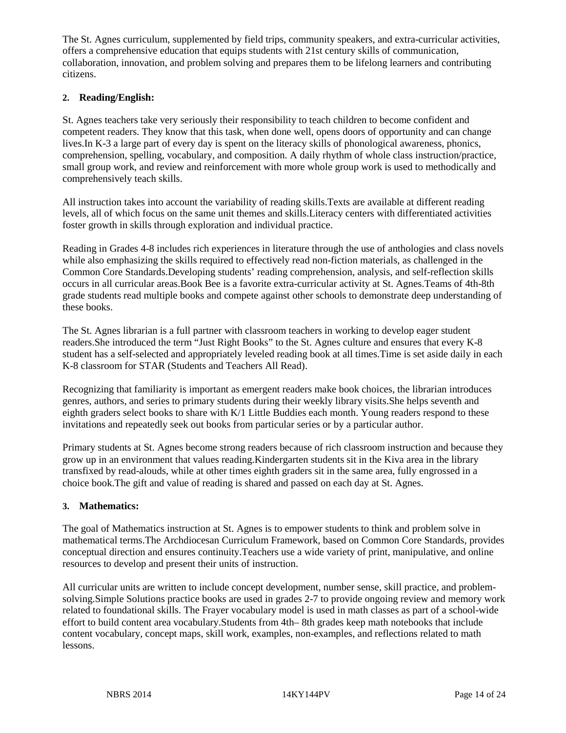The St. Agnes curriculum, supplemented by field trips, community speakers, and extra-curricular activities, offers a comprehensive education that equips students with 21st century skills of communication, collaboration, innovation, and problem solving and prepares them to be lifelong learners and contributing citizens.

**2. Reading/English:**

St. Agnes teachers take very seriously their responsibility to teach children to become confident and competent readers. They know that this task, when done well, opens doors of opportunity and can change lives.In K-3 a large part of every day is spent on the literacy skills of phonological awareness, phonics, comprehension, spelling, vocabulary, and composition. A daily rhythm of whole class instruction/practice, small group work, and review and reinforcement with more whole group work is used to methodically and comprehensively teach skills.

All instruction takes into account the variability of reading skills.Texts are available at different reading levels, all of which focus on the same unit themes and skills.Literacy centers with differentiated activities foster growth in skills through exploration and individual practice.

Reading in Grades 4-8 includes rich experiences in literature through the use of anthologies and class novels while also emphasizing the skills required to effectively read non-fiction materials, as challenged in the Common Core Standards.Developing students' reading comprehension, analysis, and self-reflection skills occurs in all curricular areas.Book Bee is a favorite extra-curricular activity at St. Agnes.Teams of 4th-8th grade students read multiple books and compete against other schools to demonstrate deep understanding of these books.

The St. Agnes librarian is a full partner with classroom teachers in working to develop eager student readers.She introduced the term "Just Right Books" to the St. Agnes culture and ensures that every K-8 student has a self-selected and appropriately leveled reading book at all times.Time is set aside daily in each K-8 classroom for STAR (Students and Teachers All Read).

Recognizing that familiarity is important as emergent readers make book choices, the librarian introduces genres, authors, and series to primary students during their weekly library visits.She helps seventh and eighth graders select books to share with K/1 Little Buddies each month. Young readers respond to these invitations and repeatedly seek out books from particular series or by a particular author.

Primary students at St. Agnes become strong readers because of rich classroom instruction and because they grow up in an environment that values reading.Kindergarten students sit in the Kiva area in the library transfixed by read-alouds, while at other times eighth graders sit in the same area, fully engrossed in a choice book.The gift and value of reading is shared and passed on each day at St. Agnes.

**3. Mathematics:**

The goal of Mathematics instruction at St. Agnes is to empower students to think and problem solve in mathematical terms.The Archdiocesan Curriculum Framework, based on Common Core Standards, provides conceptual direction and ensures continuity.Teachers use a wide variety of print, manipulative, and online resources to develop and present their units of instruction.

All curricular units are written to include concept development, number sense, skill practice, and problem-solving.Simple Solutions practice books are used in grades 2-7 to provide ongoing review and memory work related to foundational skills. The Frayer vocabulary model is used in math classes as part of a school-wide effort to build content area vocabulary.Students from 4th– 8th grades keep math notebooks that include content vocabulary, concept maps, skill work, examples, non-examples, and reflections related to math lessons.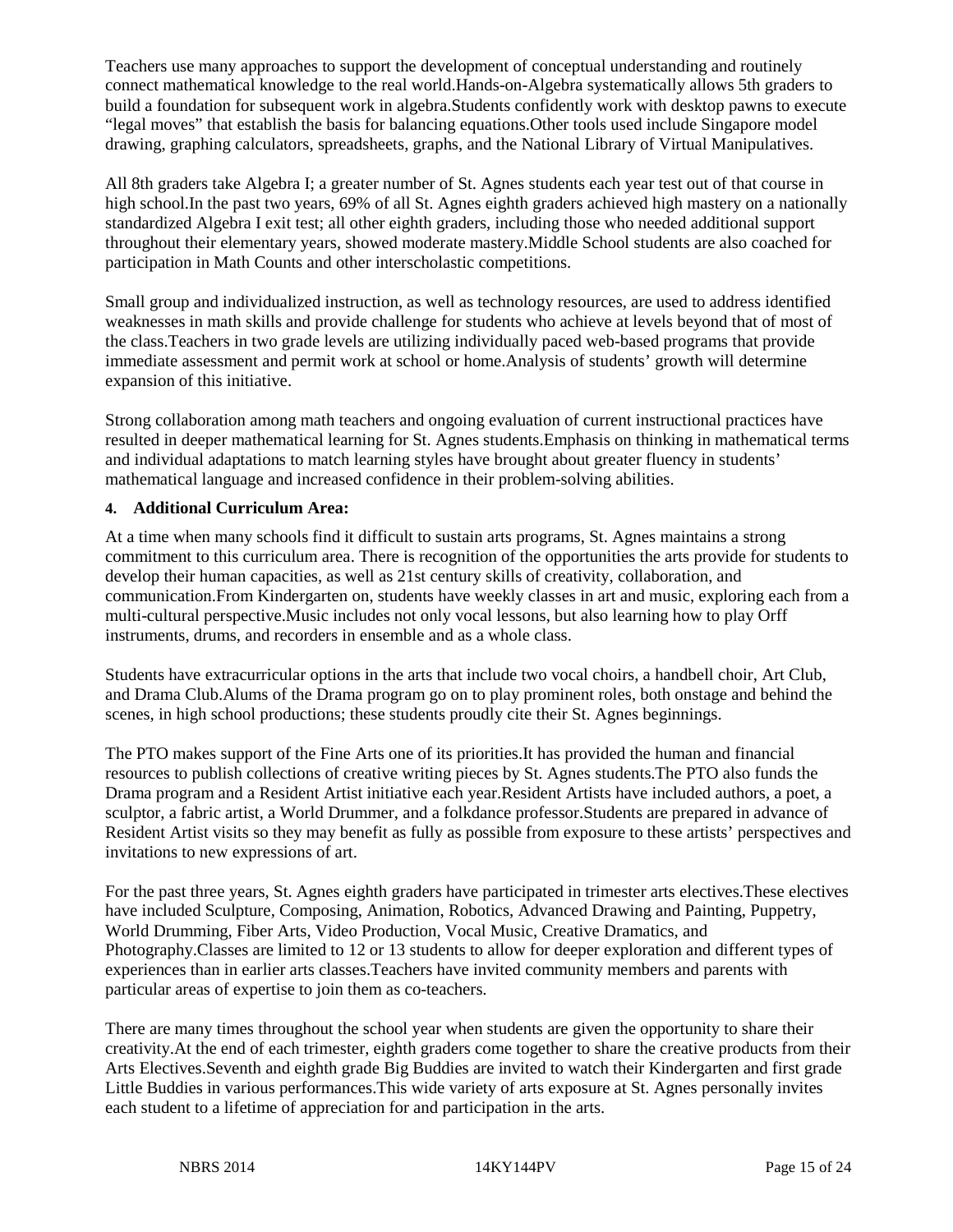Teachers use many approaches to support the development of conceptual understanding and routinely connect mathematical knowledge to the real world.Hands-on-Algebra systematically allows 5th graders to build a foundation for subsequent work in algebra.Students confidently work with desktop pawns to execute "legal moves" that establish the basis for balancing equations.Other tools used include Singapore model drawing, graphing calculators, spreadsheets, graphs, and the National Library of Virtual Manipulatives.

All 8th graders take Algebra I; a greater number of St. Agnes students each year test out of that course in high school.In the past two years, 69% of all St. Agnes eighth graders achieved high mastery on a nationally standardized Algebra I exit test; all other eighth graders, including those who needed additional support throughout their elementary years, showed moderate mastery.Middle School students are also coached for participation in Math Counts and other interscholastic competitions.

Small group and individualized instruction, as well as technology resources, are used to address identified weaknesses in math skills and provide challenge for students who achieve at levels beyond that of most of the class.Teachers in two grade levels are utilizing individually paced web-based programs that provide immediate assessment and permit work at school or home.Analysis of students' growth will determine expansion of this initiative.

Strong collaboration among math teachers and ongoing evaluation of current instructional practices have resulted in deeper mathematical learning for St. Agnes students.Emphasis on thinking in mathematical terms and individual adaptations to match learning styles have brought about greater fluency in students' mathematical language and increased confidence in their problem-solving abilities.

**4. Additional Curriculum Area:**

At a time when many schools find it difficult to sustain arts programs, St. Agnes maintains a strong commitment to this curriculum area. There is recognition of the opportunities the arts provide for students to develop their human capacities, as well as 21st century skills of creativity, collaboration, and communication.From Kindergarten on, students have weekly classes in art and music, exploring each from a multi-cultural perspective.Music includes not only vocal lessons, but also learning how to play Orff instruments, drums, and recorders in ensemble and as a whole class.

Students have extracurricular options in the arts that include two vocal choirs, a handbell choir, Art Club, and Drama Club.Alums of the Drama program go on to play prominent roles, both onstage and behind the scenes, in high school productions; these students proudly cite their St. Agnes beginnings.

The PTO makes support of the Fine Arts one of its priorities.It has provided the human and financial resources to publish collections of creative writing pieces by St. Agnes students.The PTO also funds the Drama program and a Resident Artist initiative each year.Resident Artists have included authors, a poet, a sculptor, a fabric artist, a World Drummer, and a folkdance professor.Students are prepared in advance of Resident Artist visits so they may benefit as fully as possible from exposure to these artists' perspectives and invitations to new expressions of art.

For the past three years, St. Agnes eighth graders have participated in trimester arts electives.These electives have included Sculpture, Composing, Animation, Robotics, Advanced Drawing and Painting, Puppetry, World Drumming, Fiber Arts, Video Production, Vocal Music, Creative Dramatics, and Photography.Classes are limited to 12 or 13 students to allow for deeper exploration and different types of experiences than in earlier arts classes.Teachers have invited community members and parents with particular areas of expertise to join them as co-teachers.

There are many times throughout the school year when students are given the opportunity to share their creativity.At the end of each trimester, eighth graders come together to share the creative products from their Arts Electives.Seventh and eighth grade Big Buddies are invited to watch their Kindergarten and first grade Little Buddies in various performances.This wide variety of arts exposure at St. Agnes personally invites each student to a lifetime of appreciation for and participation in the arts.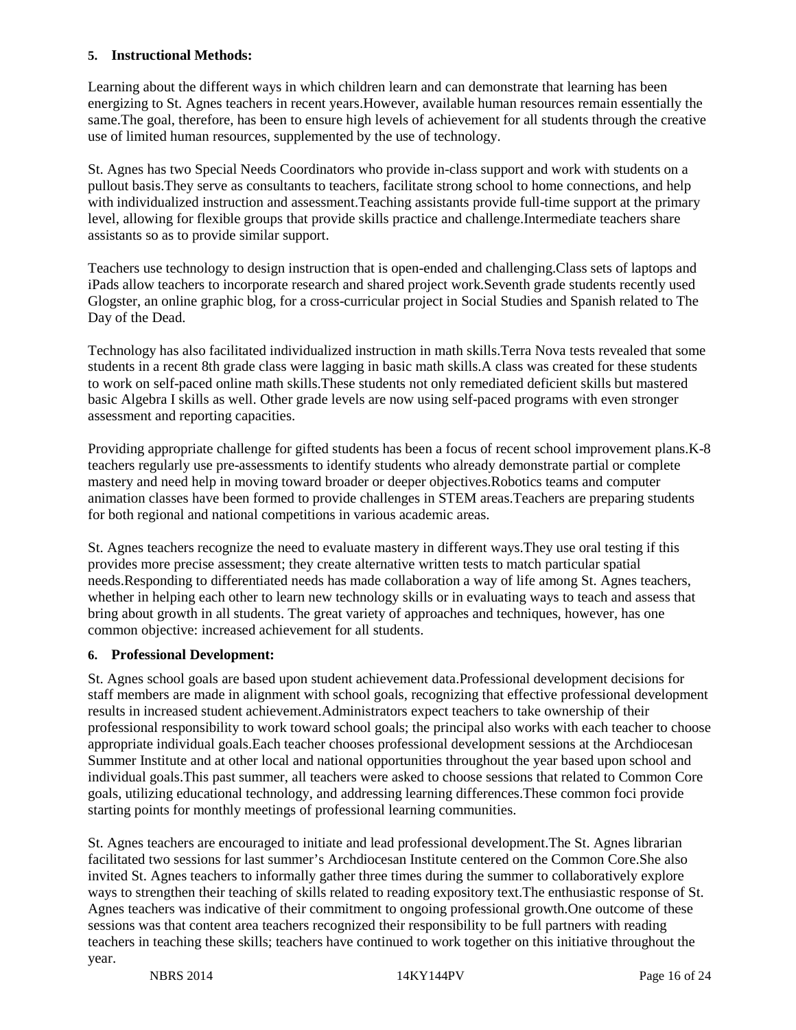**5. Instructional Methods:**

Learning about the different ways in which children learn and can demonstrate that learning has been energizing to St. Agnes teachers in recent years.However, available human resources remain essentially the same.The goal, therefore, has been to ensure high levels of achievement for all students through the creative use of limited human resources, supplemented by the use of technology.

St. Agnes has two Special Needs Coordinators who provide in-class support and work with students on a pullout basis.They serve as consultants to teachers, facilitate strong school to home connections, and help with individualized instruction and assessment.Teaching assistants provide full-time support at the primary level, allowing for flexible groups that provide skills practice and challenge.Intermediate teachers share assistants so as to provide similar support.

Teachers use technology to design instruction that is open-ended and challenging.Class sets of laptops and iPads allow teachers to incorporate research and shared project work.Seventh grade students recently used Glogster, an online graphic blog, for a cross-curricular project in Social Studies and Spanish related to The Day of the Dead.

Technology has also facilitated individualized instruction in math skills.Terra Nova tests revealed that some students in a recent 8th grade class were lagging in basic math skills.A class was created for these students to work on self-paced online math skills.These students not only remediated deficient skills but mastered basic Algebra I skills as well. Other grade levels are now using self-paced programs with even stronger assessment and reporting capacities.

Providing appropriate challenge for gifted students has been a focus of recent school improvement plans.K-8 teachers regularly use pre-assessments to identify students who already demonstrate partial or complete mastery and need help in moving toward broader or deeper objectives.Robotics teams and computer animation classes have been formed to provide challenges in STEM areas.Teachers are preparing students for both regional and national competitions in various academic areas.

St. Agnes teachers recognize the need to evaluate mastery in different ways.They use oral testing if this provides more precise assessment; they create alternative written tests to match particular spatial needs.Responding to differentiated needs has made collaboration a way of life among St. Agnes teachers, whether in helping each other to learn new technology skills or in evaluating ways to teach and assess that bring about growth in all students. The great variety of approaches and techniques, however, has one common objective: increased achievement for all students.

**6. Professional Development:**

St. Agnes school goals are based upon student achievement data.Professional development decisions for staff members are made in alignment with school goals, recognizing that effective professional development results in increased student achievement.Administrators expect teachers to take ownership of their professional responsibility to work toward school goals; the principal also works with each teacher to choose appropriate individual goals.Each teacher chooses professional development sessions at the Archdiocesan Summer Institute and at other local and national opportunities throughout the year based upon school and individual goals.This past summer, all teachers were asked to choose sessions that related to Common Core goals, utilizing educational technology, and addressing learning differences.These common foci provide starting points for monthly meetings of professional learning communities.

St. Agnes teachers are encouraged to initiate and lead professional development.The St. Agnes librarian facilitated two sessions for last summer's Archdiocesan Institute centered on the Common Core.She also invited St. Agnes teachers to informally gather three times during the summer to collaboratively explore ways to strengthen their teaching of skills related to reading expository text.The enthusiastic response of St. Agnes teachers was indicative of their commitment to ongoing professional growth.One outcome of these sessions was that content area teachers recognized their responsibility to be full partners with reading teachers in teaching these skills; teachers have continued to work together on this initiative throughout the year.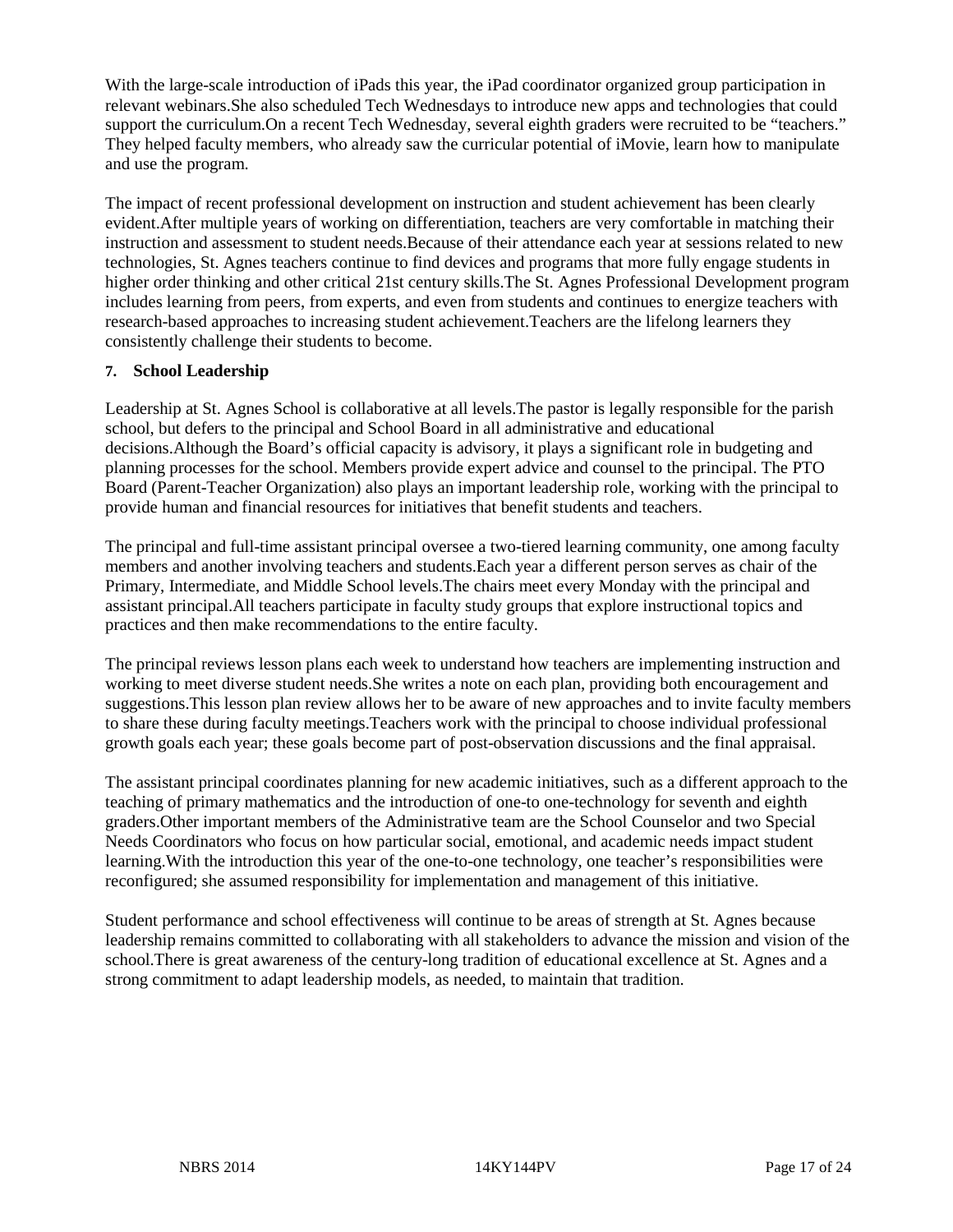With the large-scale introduction of iPads this year, the iPad coordinator organized group participation in relevant webinars.She also scheduled Tech Wednesdays to introduce new apps and technologies that could support the curriculum.On a recent Tech Wednesday, several eighth graders were recruited to be "teachers." They helped faculty members, who already saw the curricular potential of iMovie, learn how to manipulate and use the program.

The impact of recent professional development on instruction and student achievement has been clearly evident.After multiple years of working on differentiation, teachers are very comfortable in matching their instruction and assessment to student needs.Because of their attendance each year at sessions related to new technologies, St. Agnes teachers continue to find devices and programs that more fully engage students in higher order thinking and other critical 21st century skills.The St. Agnes Professional Development program includes learning from peers, from experts, and even from students and continues to energize teachers with research-based approaches to increasing student achievement.Teachers are the lifelong learners they consistently challenge their students to become.

**7. School Leadership**

Leadership at St. Agnes School is collaborative at all levels.The pastor is legally responsible for the parish school, but defers to the principal and School Board in all administrative and educational decisions.Although the Board's official capacity is advisory, it plays a significant role in budgeting and planning processes for the school. Members provide expert advice and counsel to the principal. The PTO Board (Parent-Teacher Organization) also plays an important leadership role, working with the principal to provide human and financial resources for initiatives that benefit students and teachers.

The principal and full-time assistant principal oversee a two-tiered learning community, one among faculty members and another involving teachers and students.Each year a different person serves as chair of the Primary, Intermediate, and Middle School levels.The chairs meet every Monday with the principal and assistant principal.All teachers participate in faculty study groups that explore instructional topics and practices and then make recommendations to the entire faculty.

The principal reviews lesson plans each week to understand how teachers are implementing instruction and working to meet diverse student needs.She writes a note on each plan, providing both encouragement and suggestions.This lesson plan review allows her to be aware of new approaches and to invite faculty members to share these during faculty meetings.Teachers work with the principal to choose individual professional growth goals each year; these goals become part of post-observation discussions and the final appraisal.

The assistant principal coordinates planning for new academic initiatives, such as a different approach to the teaching of primary mathematics and the introduction of one-to one-technology for seventh and eighth graders.Other important members of the Administrative team are the School Counselor and two Special Needs Coordinators who focus on how particular social, emotional, and academic needs impact student learning.With the introduction this year of the one-to-one technology, one teacher's responsibilities were reconfigured; she assumed responsibility for implementation and management of this initiative.

Student performance and school effectiveness will continue to be areas of strength at St. Agnes because leadership remains committed to collaborating with all stakeholders to advance the mission and vision of the school.There is great awareness of the century-long tradition of educational excellence at St. Agnes and a strong commitment to adapt leadership models, as needed, to maintain that tradition.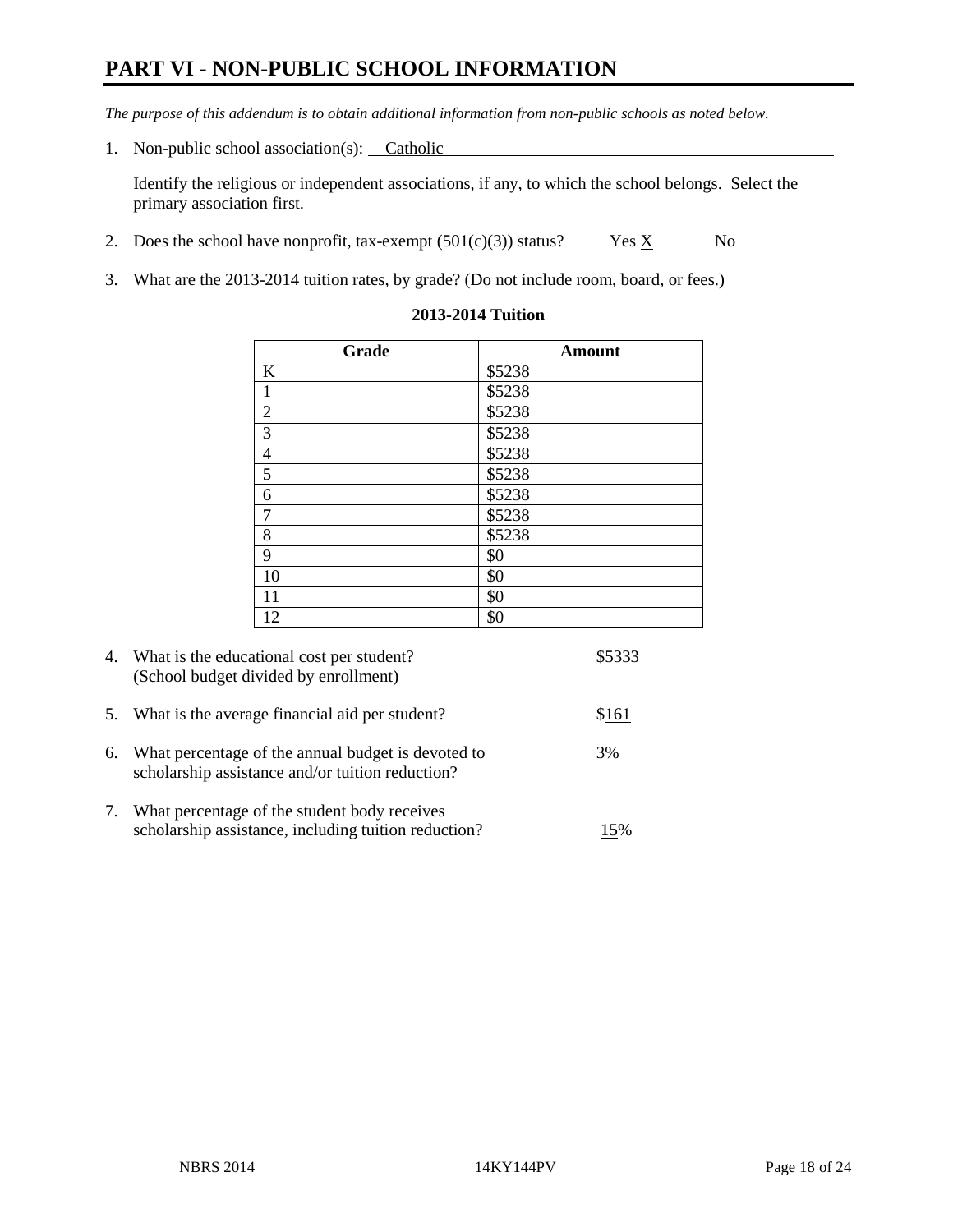# PART VI - NON-PUBLIC SCHOOL INFORMATION

*The purpose of this addendum is to obtain additional information from non-public schools as noted below.*

1. Non-public school association(s): Catholic

   Identify the religious or independent associations, if any, to which the school belongs. Select the primary association first.

2. Does the school have nonprofit, tax-exempt (501(c)(3)) status? Yes X No

3. What are the 2013-2014 tuition rates, by grade? (Do not include room, board, or fees.)

**2013-2014 Tuition**

| Grade | Amount |
|---|---|
| K | $5238 |
| 1 | $5238 |
| 2 | $5238 |
| 3 | $5238 |
| 4 | $5238 |
| 5 | $5238 |
| 6 | $5238 |
| 7 | $5238 |
| 8 | $5238 |
| 9 | $0 |
| 10 | $0 |
| 11 | $0 |
| 12 | $0 |

4. What is the educational cost per student? (School budget divided by enrollment) $5333

5. What is the average financial aid per student? $161

6. What percentage of the annual budget is devoted to scholarship assistance and/or tuition reduction? 3%

7. What percentage of the student body receives scholarship assistance, including tuition reduction? 15%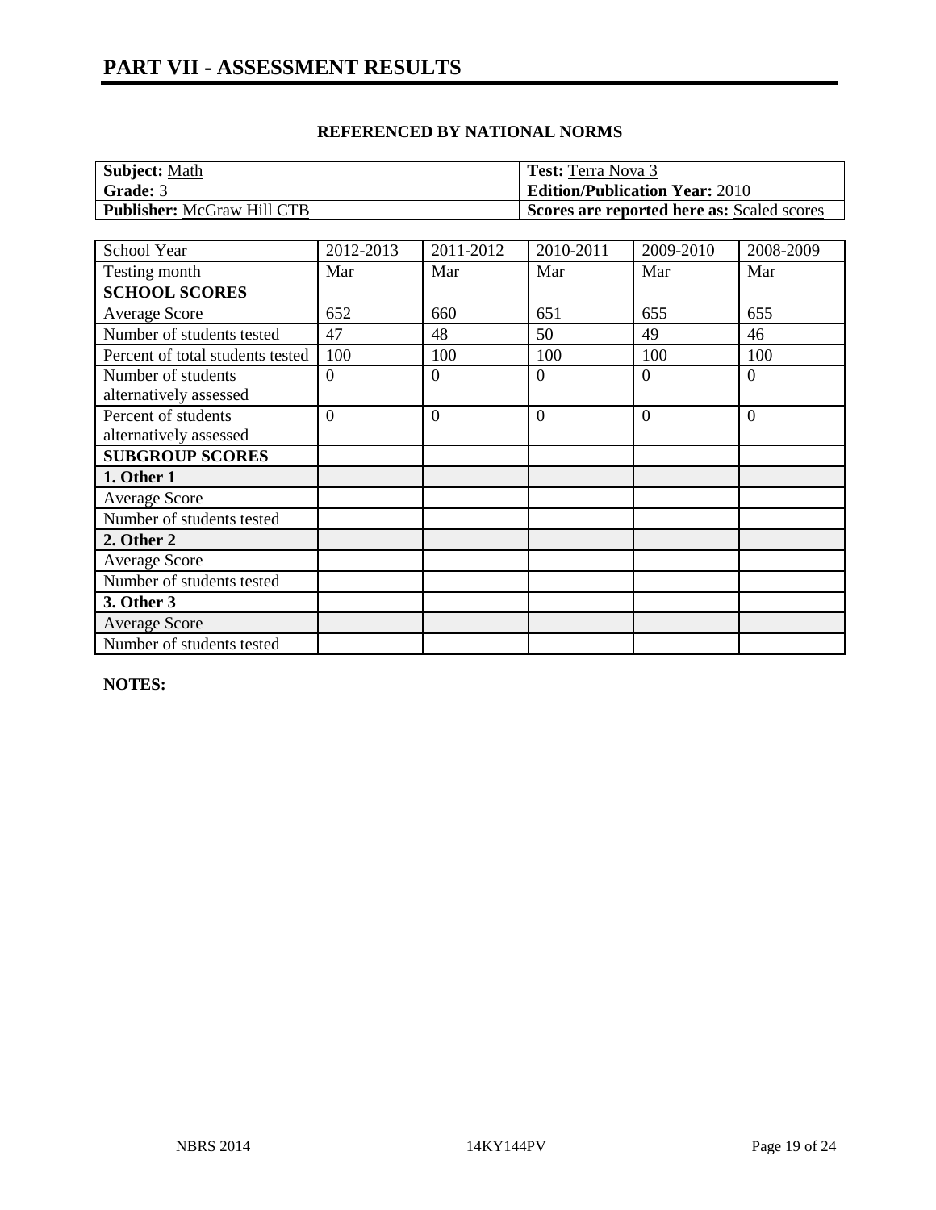# PART VII - ASSESSMENT RESULTS

### REFERENCED BY NATIONAL NORMS

| **Subject:** Math | **Test:** Terra Nova 3 |
|---|---|
| **Grade:** 3 | **Edition/Publication Year:** 2010 |
| **Publisher:** McGraw Hill CTB | **Scores are reported here as:** Scaled scores |

| School Year | 2012-2013 | 2011-2012 | 2010-2011 | 2009-2010 | 2008-2009 |
|---|---|---|---|---|---|
| Testing month | Mar | Mar | Mar | Mar | Mar |
| **SCHOOL SCORES** | | | | | |
| Average Score | 652 | 660 | 651 | 655 | 655 |
| Number of students tested | 47 | 48 | 50 | 49 | 46 |
| Percent of total students tested | 100 | 100 | 100 | 100 | 100 |
| Number of students alternatively assessed | 0 | 0 | 0 | 0 | 0 |
| Percent of students alternatively assessed | 0 | 0 | 0 | 0 | 0 |
| **SUBGROUP SCORES** | | | | | |
| **1. Other 1** | | | | | |
| Average Score | | | | | |
| Number of students tested | | | | | |
| **2. Other 2** | | | | | |
| Average Score | | | | | |
| Number of students tested | | | | | |
| **3. Other 3** | | | | | |
| Average Score | | | | | |
| Number of students tested | | | | | |

**NOTES:**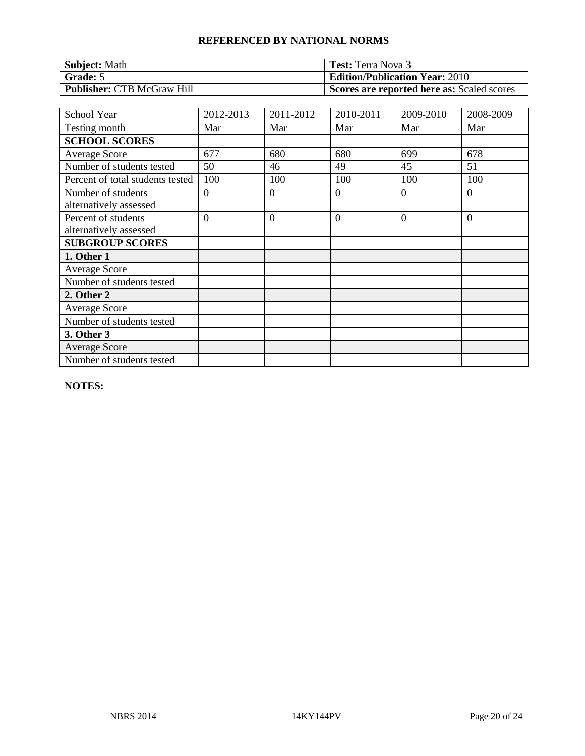**REFERENCED BY NATIONAL NORMS**

| **Subject:** Math | **Test:** Terra Nova 3 |
|---|---|
| **Grade:** 5 | **Edition/Publication Year:** 2010 |
| **Publisher:** CTB McGraw Hill | **Scores are reported here as:** Scaled scores |

| School Year | 2012-2013 | 2011-2012 | 2010-2011 | 2009-2010 | 2008-2009 |
|---|---|---|---|---|---|
| Testing month | Mar | Mar | Mar | Mar | Mar |
| **SCHOOL SCORES** | | | | | |
| Average Score | 677 | 680 | 680 | 699 | 678 |
| Number of students tested | 50 | 46 | 49 | 45 | 51 |
| Percent of total students tested | 100 | 100 | 100 | 100 | 100 |
| Number of students alternatively assessed | 0 | 0 | 0 | 0 | 0 |
| Percent of students alternatively assessed | 0 | 0 | 0 | 0 | 0 |
| **SUBGROUP SCORES** | | | | | |
| **1. Other 1** | | | | | |
| Average Score | | | | | |
| Number of students tested | | | | | |
| **2. Other 2** | | | | | |
| Average Score | | | | | |
| Number of students tested | | | | | |
| **3. Other 3** | | | | | |
| Average Score | | | | | |
| Number of students tested | | | | | |

**NOTES:**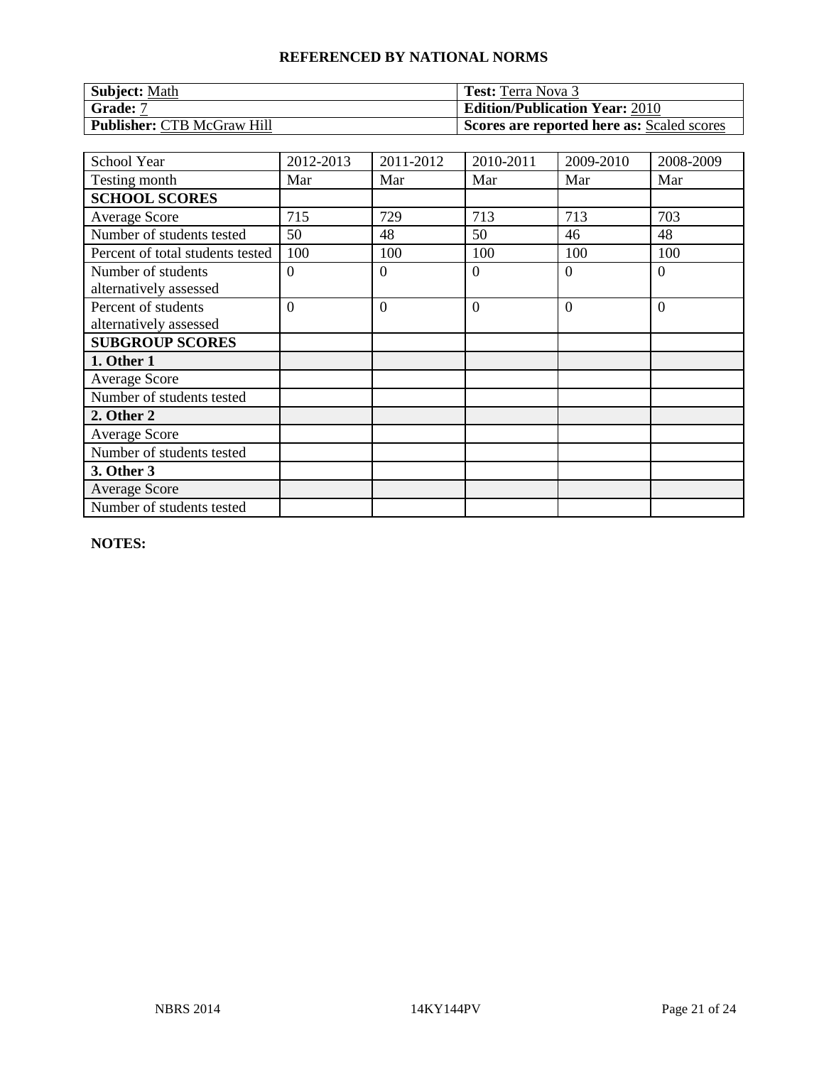## REFERENCED BY NATIONAL NORMS

| **Subject:** Math | **Test:** Terra Nova 3 |
|---|---|
| **Grade:** 7 | **Edition/Publication Year:** 2010 |
| **Publisher:** CTB McGraw Hill | **Scores are reported here as:** Scaled scores |

| School Year | 2012-2013 | 2011-2012 | 2010-2011 | 2009-2010 | 2008-2009 |
|---|---|---|---|---|---|
| Testing month | Mar | Mar | Mar | Mar | Mar |
| **SCHOOL SCORES** | | | | | |
| Average Score | 715 | 729 | 713 | 713 | 703 |
| Number of students tested | 50 | 48 | 50 | 46 | 48 |
| Percent of total students tested | 100 | 100 | 100 | 100 | 100 |
| Number of students alternatively assessed | 0 | 0 | 0 | 0 | 0 |
| Percent of students alternatively assessed | 0 | 0 | 0 | 0 | 0 |
| **SUBGROUP SCORES** | | | | | |
| **1. Other 1** | | | | | |
| Average Score | | | | | |
| Number of students tested | | | | | |
| **2. Other 2** | | | | | |
| Average Score | | | | | |
| Number of students tested | | | | | |
| **3. Other 3** | | | | | |
| Average Score | | | | | |
| Number of students tested | | | | | |

**NOTES:**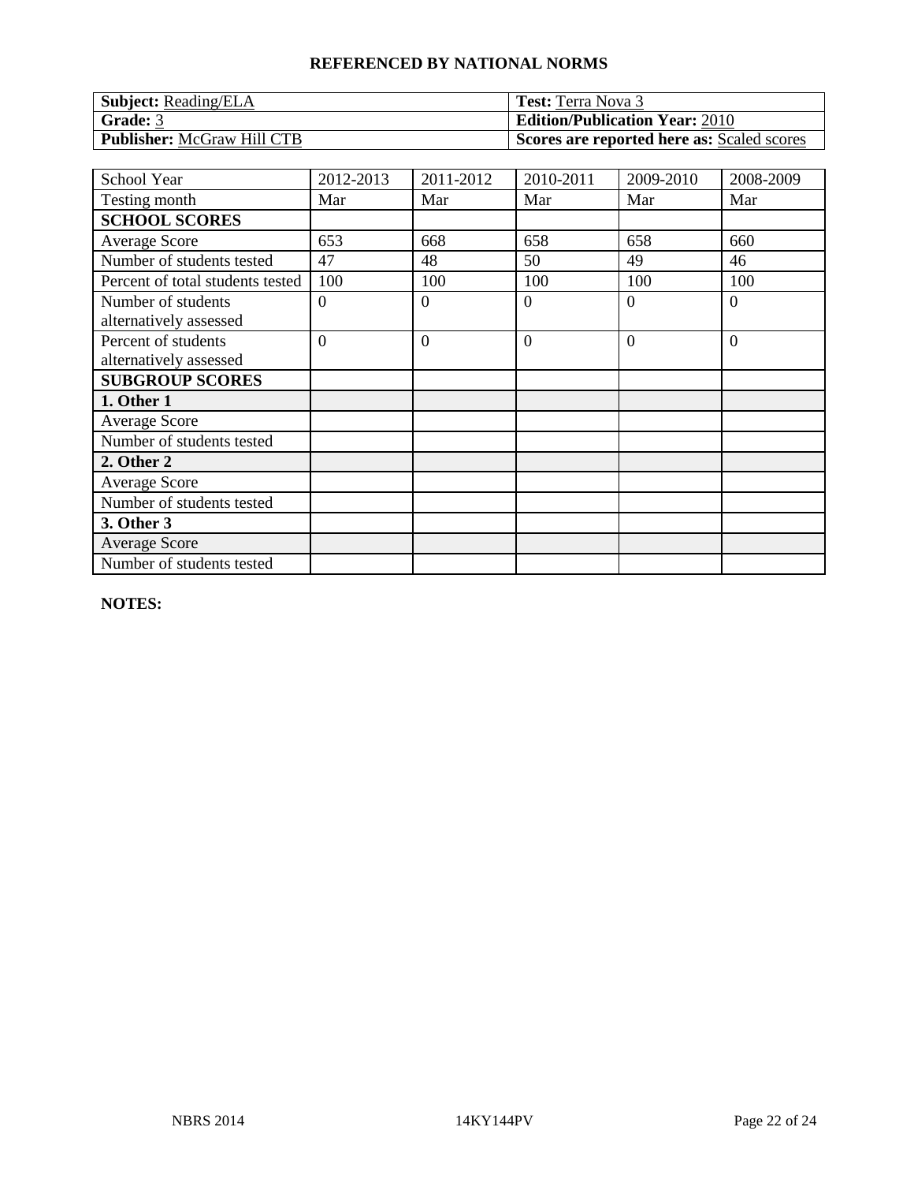**REFERENCED BY NATIONAL NORMS**

| **Subject:** Reading/ELA | **Test:** Terra Nova 3 |
|---|---|
| **Grade:** 3 | **Edition/Publication Year:** 2010 |
| **Publisher:** McGraw Hill CTB | **Scores are reported here as:** Scaled scores |

| School Year | 2012-2013 | 2011-2012 | 2010-2011 | 2009-2010 | 2008-2009 |
|---|---|---|---|---|---|
| Testing month | Mar | Mar | Mar | Mar | Mar |
| **SCHOOL SCORES** | | | | | |
| Average Score | 653 | 668 | 658 | 658 | 660 |
| Number of students tested | 47 | 48 | 50 | 49 | 46 |
| Percent of total students tested | 100 | 100 | 100 | 100 | 100 |
| Number of students alternatively assessed | 0 | 0 | 0 | 0 | 0 |
| Percent of students alternatively assessed | 0 | 0 | 0 | 0 | 0 |
| **SUBGROUP SCORES** | | | | | |
| **1. Other 1** | | | | | |
| Average Score | | | | | |
| Number of students tested | | | | | |
| **2. Other 2** | | | | | |
| Average Score | | | | | |
| Number of students tested | | | | | |
| **3. Other 3** | | | | | |
| Average Score | | | | | |
| Number of students tested | | | | | |

**NOTES:**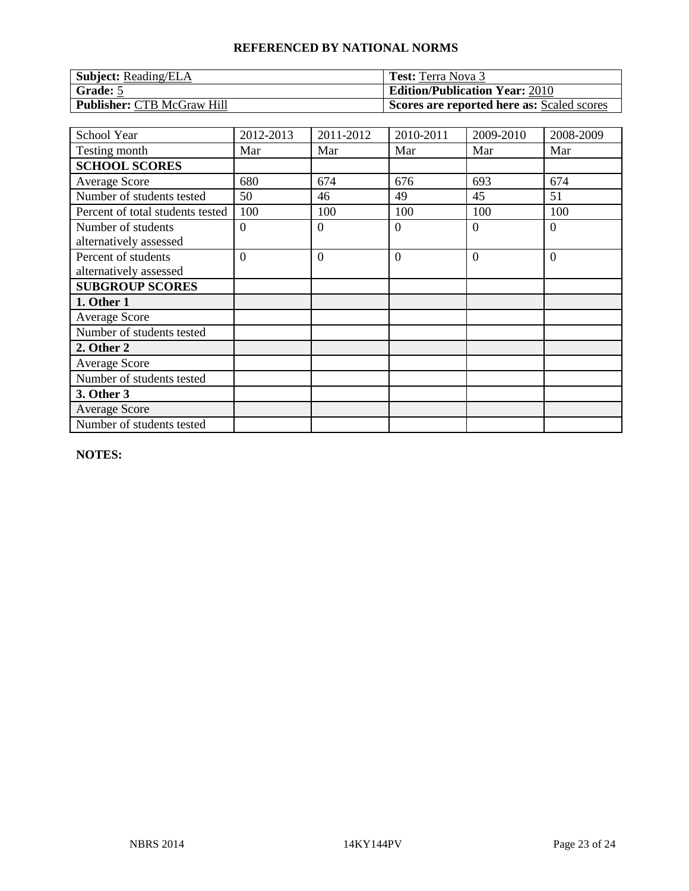## REFERENCED BY NATIONAL NORMS

| **Subject:** Reading/ELA | **Test:** Terra Nova 3 |
|---|---|
| **Grade:** 5 | **Edition/Publication Year:** 2010 |
| **Publisher:** CTB McGraw Hill | **Scores are reported here as:** Scaled scores |

| School Year | 2012-2013 | 2011-2012 | 2010-2011 | 2009-2010 | 2008-2009 |
|---|---|---|---|---|---|
| Testing month | Mar | Mar | Mar | Mar | Mar |
| **SCHOOL SCORES** | | | | | |
| Average Score | 680 | 674 | 676 | 693 | 674 |
| Number of students tested | 50 | 46 | 49 | 45 | 51 |
| Percent of total students tested | 100 | 100 | 100 | 100 | 100 |
| Number of students alternatively assessed | 0 | 0 | 0 | 0 | 0 |
| Percent of students alternatively assessed | 0 | 0 | 0 | 0 | 0 |
| **SUBGROUP SCORES** | | | | | |
| **1. Other 1** | | | | | |
| Average Score | | | | | |
| Number of students tested | | | | | |
| **2. Other 2** | | | | | |
| Average Score | | | | | |
| Number of students tested | | | | | |
| **3. Other 3** | | | | | |
| Average Score | | | | | |
| Number of students tested | | | | | |

**NOTES:**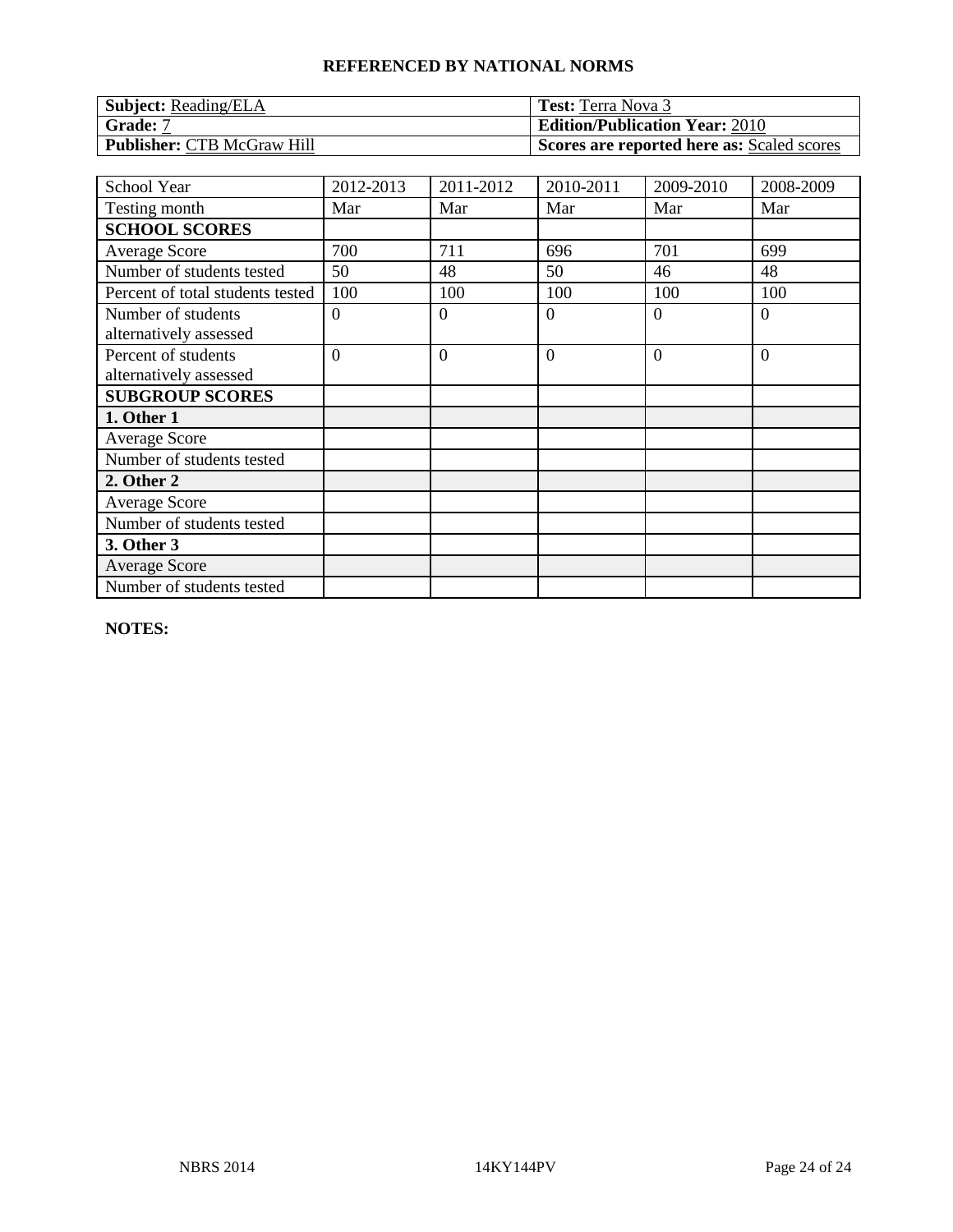**REFERENCED BY NATIONAL NORMS**

| | |
|---|---|
| **Subject:** Reading/ELA | **Test:** Terra Nova 3 |
| **Grade:** 7 | **Edition/Publication Year:** 2010 |
| **Publisher:** CTB McGraw Hill | **Scores are reported here as:** Scaled scores |

| School Year | 2012-2013 | 2011-2012 | 2010-2011 | 2009-2010 | 2008-2009 |
|---|---|---|---|---|---|
| Testing month | Mar | Mar | Mar | Mar | Mar |
| **SCHOOL SCORES** | | | | | |
| Average Score | 700 | 711 | 696 | 701 | 699 |
| Number of students tested | 50 | 48 | 50 | 46 | 48 |
| Percent of total students tested | 100 | 100 | 100 | 100 | 100 |
| Number of students alternatively assessed | 0 | 0 | 0 | 0 | 0 |
| Percent of students alternatively assessed | 0 | 0 | 0 | 0 | 0 |
| **SUBGROUP SCORES** | | | | | |
| **1. Other 1** | | | | | |
| Average Score | | | | | |
| Number of students tested | | | | | |
| **2. Other 2** | | | | | |
| Average Score | | | | | |
| Number of students tested | | | | | |
| **3. Other 3** | | | | | |
| Average Score | | | | | |
| Number of students tested | | | | | |

**NOTES:**